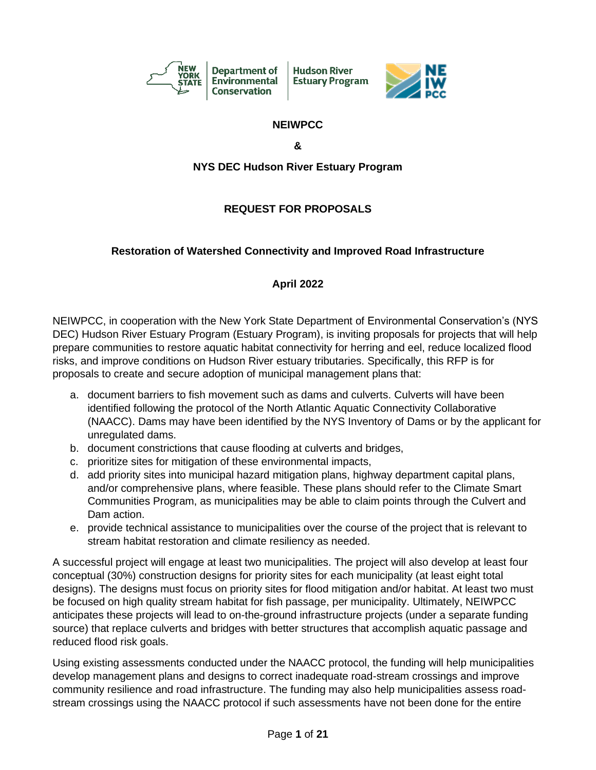**NEIWPCC**

**&**

**NYS DEC Hudson River Estuary Program**

# REQUEST FOR PROPOSALS

## Restoration of Watershed Connectivity and Improved Road Infrastructure

**April 2022**

NEIWPCC, in cooperation with the New York State Department of Environmental Conservation's (NYS DEC) Hudson River Estuary Program (Estuary Program), is inviting proposals for projects that will help prepare communities to restore aquatic habitat connectivity for herring and eel, reduce localized flood risks, and improve conditions on Hudson River estuary tributaries. Specifically, this RFP is for proposals to create and secure adoption of municipal management plans that:

a. document barriers to fish movement such as dams and culverts. Culverts will have been identified following the protocol of the North Atlantic Aquatic Connectivity Collaborative (NAACC). Dams may have been identified by the NYS Inventory of Dams or by the applicant for unregulated dams.
b. document constrictions that cause flooding at culverts and bridges,
c. prioritize sites for mitigation of these environmental impacts,
d. add priority sites into municipal hazard mitigation plans, highway department capital plans, and/or comprehensive plans, where feasible. These plans should refer to the Climate Smart Communities Program, as municipalities may be able to claim points through the Culvert and Dam action.
e. provide technical assistance to municipalities over the course of the project that is relevant to stream habitat restoration and climate resiliency as needed.

A successful project will engage at least two municipalities. The project will also develop at least four conceptual (30%) construction designs for priority sites for each municipality (at least eight total designs). The designs must focus on priority sites for flood mitigation and/or habitat. At least two must be focused on high quality stream habitat for fish passage, per municipality. Ultimately, NEIWPCC anticipates these projects will lead to on-the-ground infrastructure projects (under a separate funding source) that replace culverts and bridges with better structures that accomplish aquatic passage and reduced flood risk goals.

Using existing assessments conducted under the NAACC protocol, the funding will help municipalities develop management plans and designs to correct inadequate road-stream crossings and improve community resilience and road infrastructure. The funding may also help municipalities assess road-stream crossings using the NAACC protocol if such assessments have not been done for the entire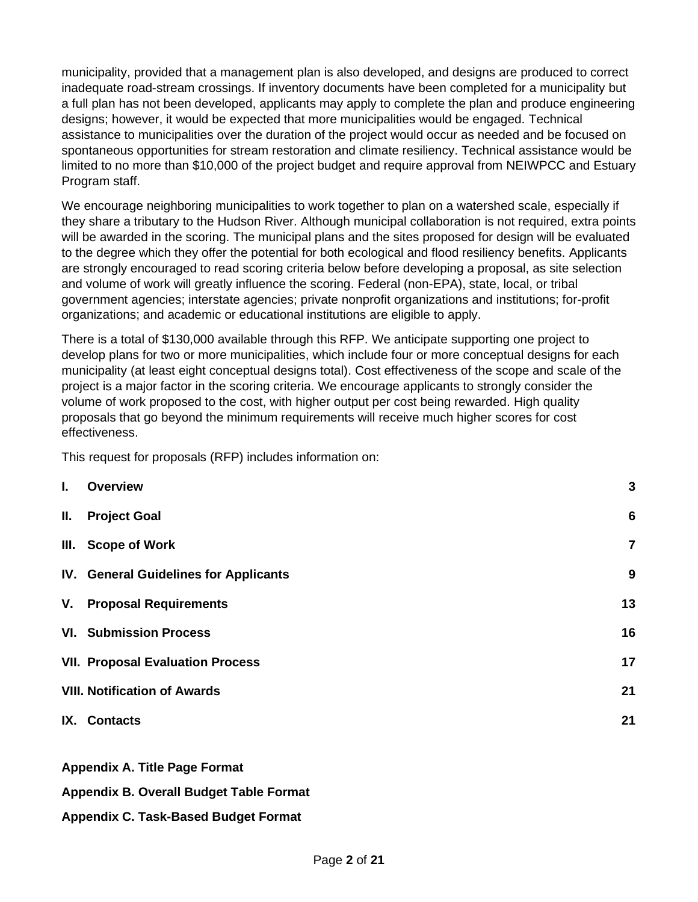municipality, provided that a management plan is also developed, and designs are produced to correct inadequate road-stream crossings. If inventory documents have been completed for a municipality but a full plan has not been developed, applicants may apply to complete the plan and produce engineering designs; however, it would be expected that more municipalities would be engaged. Technical assistance to municipalities over the duration of the project would occur as needed and be focused on spontaneous opportunities for stream restoration and climate resiliency. Technical assistance would be limited to no more than $10,000 of the project budget and require approval from NEIWPCC and Estuary Program staff.

We encourage neighboring municipalities to work together to plan on a watershed scale, especially if they share a tributary to the Hudson River. Although municipal collaboration is not required, extra points will be awarded in the scoring. The municipal plans and the sites proposed for design will be evaluated to the degree which they offer the potential for both ecological and flood resiliency benefits. Applicants are strongly encouraged to read scoring criteria below before developing a proposal, as site selection and volume of work will greatly influence the scoring. Federal (non-EPA), state, local, or tribal government agencies; interstate agencies; private nonprofit organizations and institutions; for-profit organizations; and academic or educational institutions are eligible to apply.

There is a total of $130,000 available through this RFP. We anticipate supporting one project to develop plans for two or more municipalities, which include four or more conceptual designs for each municipality (at least eight conceptual designs total). Cost effectiveness of the scope and scale of the project is a major factor in the scoring criteria. We encourage applicants to strongly consider the volume of work proposed to the cost, with higher output per cost being rewarded. High quality proposals that go beyond the minimum requirements will receive much higher scores for cost effectiveness.

This request for proposals (RFP) includes information on:

| | | |
|---|---|---|
| **I.** | **Overview** | **3** |
| **II.** | **Project Goal** | **6** |
| **III.** | **Scope of Work** | **7** |
| **IV.** | **General Guidelines for Applicants** | **9** |
| **V.** | **Proposal Requirements** | **13** |
| **VI.** | **Submission Process** | **16** |
| **VII.** | **Proposal Evaluation Process** | **17** |
| **VIII.** | **Notification of Awards** | **21** |
| **IX.** | **Contacts** | **21** |

**Appendix A. Title Page Format**

**Appendix B. Overall Budget Table Format**

**Appendix C. Task-Based Budget Format**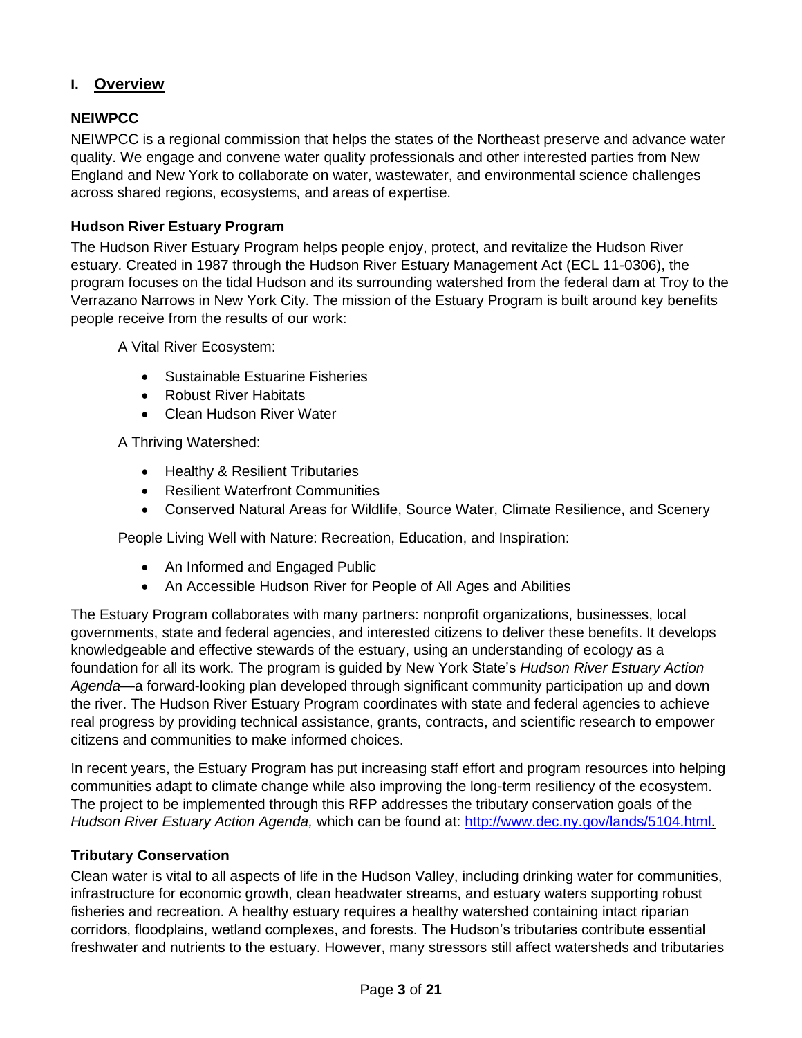## I. Overview

### NEIWPCC

NEIWPCC is a regional commission that helps the states of the Northeast preserve and advance water quality. We engage and convene water quality professionals and other interested parties from New England and New York to collaborate on water, wastewater, and environmental science challenges across shared regions, ecosystems, and areas of expertise.

### Hudson River Estuary Program

The Hudson River Estuary Program helps people enjoy, protect, and revitalize the Hudson River estuary. Created in 1987 through the Hudson River Estuary Management Act (ECL 11-0306), the program focuses on the tidal Hudson and its surrounding watershed from the federal dam at Troy to the Verrazano Narrows in New York City. The mission of the Estuary Program is built around key benefits people receive from the results of our work:

A Vital River Ecosystem:

- Sustainable Estuarine Fisheries
- Robust River Habitats
- Clean Hudson River Water

A Thriving Watershed:

- Healthy & Resilient Tributaries
- Resilient Waterfront Communities
- Conserved Natural Areas for Wildlife, Source Water, Climate Resilience, and Scenery

People Living Well with Nature: Recreation, Education, and Inspiration:

- An Informed and Engaged Public
- An Accessible Hudson River for People of All Ages and Abilities

The Estuary Program collaborates with many partners: nonprofit organizations, businesses, local governments, state and federal agencies, and interested citizens to deliver these benefits. It develops knowledgeable and effective stewards of the estuary, using an understanding of ecology as a foundation for all its work. The program is guided by New York State's *Hudson River Estuary Action Agenda*—a forward-looking plan developed through significant community participation up and down the river. The Hudson River Estuary Program coordinates with state and federal agencies to achieve real progress by providing technical assistance, grants, contracts, and scientific research to empower citizens and communities to make informed choices.

In recent years, the Estuary Program has put increasing staff effort and program resources into helping communities adapt to climate change while also improving the long-term resiliency of the ecosystem. The project to be implemented through this RFP addresses the tributary conservation goals of the *Hudson River Estuary Action Agenda,* which can be found at: http://www.dec.ny.gov/lands/5104.html.

### Tributary Conservation

Clean water is vital to all aspects of life in the Hudson Valley, including drinking water for communities, infrastructure for economic growth, clean headwater streams, and estuary waters supporting robust fisheries and recreation. A healthy estuary requires a healthy watershed containing intact riparian corridors, floodplains, wetland complexes, and forests. The Hudson's tributaries contribute essential freshwater and nutrients to the estuary. However, many stressors still affect watersheds and tributaries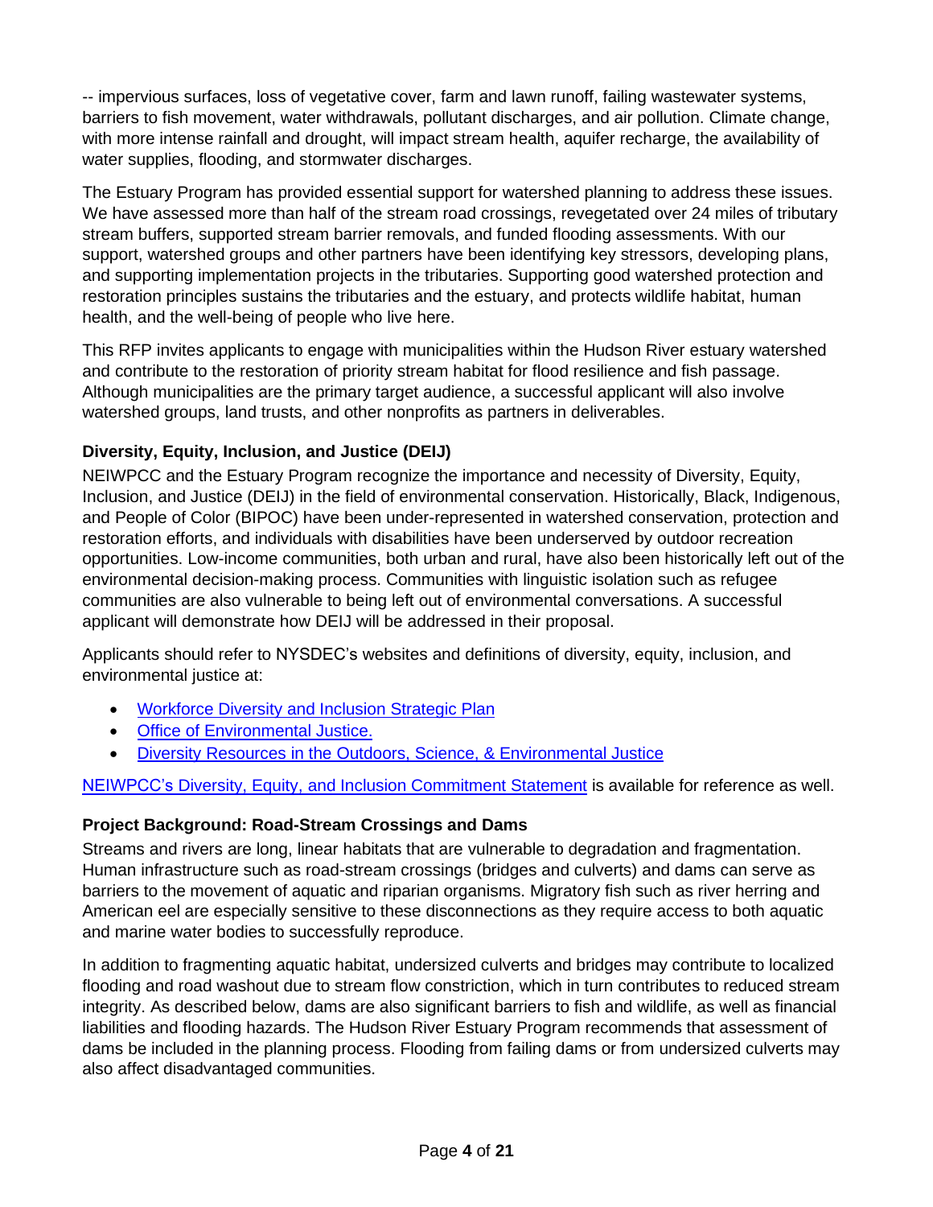-- impervious surfaces, loss of vegetative cover, farm and lawn runoff, failing wastewater systems, barriers to fish movement, water withdrawals, pollutant discharges, and air pollution. Climate change, with more intense rainfall and drought, will impact stream health, aquifer recharge, the availability of water supplies, flooding, and stormwater discharges.

The Estuary Program has provided essential support for watershed planning to address these issues. We have assessed more than half of the stream road crossings, revegetated over 24 miles of tributary stream buffers, supported stream barrier removals, and funded flooding assessments. With our support, watershed groups and other partners have been identifying key stressors, developing plans, and supporting implementation projects in the tributaries. Supporting good watershed protection and restoration principles sustains the tributaries and the estuary, and protects wildlife habitat, human health, and the well-being of people who live here.

This RFP invites applicants to engage with municipalities within the Hudson River estuary watershed and contribute to the restoration of priority stream habitat for flood resilience and fish passage. Although municipalities are the primary target audience, a successful applicant will also involve watershed groups, land trusts, and other nonprofits as partners in deliverables.

**Diversity, Equity, Inclusion, and Justice (DEIJ)**

NEIWPCC and the Estuary Program recognize the importance and necessity of Diversity, Equity, Inclusion, and Justice (DEIJ) in the field of environmental conservation. Historically, Black, Indigenous, and People of Color (BIPOC) have been under-represented in watershed conservation, protection and restoration efforts, and individuals with disabilities have been underserved by outdoor recreation opportunities. Low-income communities, both urban and rural, have also been historically left out of the environmental decision-making process. Communities with linguistic isolation such as refugee communities are also vulnerable to being left out of environmental conversations. A successful applicant will demonstrate how DEIJ will be addressed in their proposal.

Applicants should refer to NYSDEC's websites and definitions of diversity, equity, inclusion, and environmental justice at:

- Workforce Diversity and Inclusion Strategic Plan
- Office of Environmental Justice.
- Diversity Resources in the Outdoors, Science, & Environmental Justice

NEIWPCC's Diversity, Equity, and Inclusion Commitment Statement is available for reference as well.

**Project Background: Road-Stream Crossings and Dams**

Streams and rivers are long, linear habitats that are vulnerable to degradation and fragmentation. Human infrastructure such as road-stream crossings (bridges and culverts) and dams can serve as barriers to the movement of aquatic and riparian organisms. Migratory fish such as river herring and American eel are especially sensitive to these disconnections as they require access to both aquatic and marine water bodies to successfully reproduce.

In addition to fragmenting aquatic habitat, undersized culverts and bridges may contribute to localized flooding and road washout due to stream flow constriction, which in turn contributes to reduced stream integrity. As described below, dams are also significant barriers to fish and wildlife, as well as financial liabilities and flooding hazards. The Hudson River Estuary Program recommends that assessment of dams be included in the planning process. Flooding from failing dams or from undersized culverts may also affect disadvantaged communities.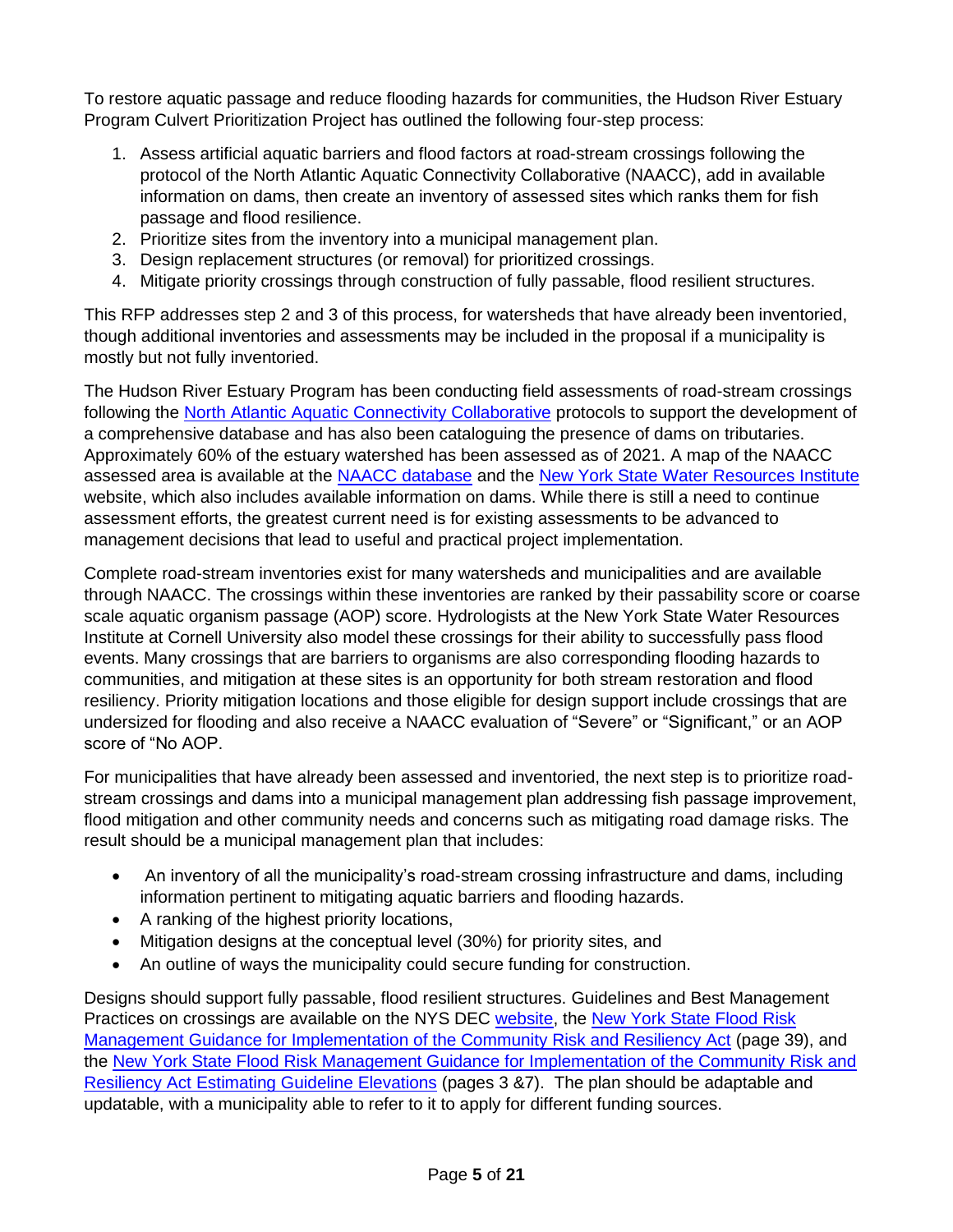To restore aquatic passage and reduce flooding hazards for communities, the Hudson River Estuary Program Culvert Prioritization Project has outlined the following four-step process:

1. Assess artificial aquatic barriers and flood factors at road-stream crossings following the protocol of the North Atlantic Aquatic Connectivity Collaborative (NAACC), add in available information on dams, then create an inventory of assessed sites which ranks them for fish passage and flood resilience.
2. Prioritize sites from the inventory into a municipal management plan.
3. Design replacement structures (or removal) for prioritized crossings.
4. Mitigate priority crossings through construction of fully passable, flood resilient structures.

This RFP addresses step 2 and 3 of this process, for watersheds that have already been inventoried, though additional inventories and assessments may be included in the proposal if a municipality is mostly but not fully inventoried.

The Hudson River Estuary Program has been conducting field assessments of road-stream crossings following the North Atlantic Aquatic Connectivity Collaborative protocols to support the development of a comprehensive database and has also been cataloguing the presence of dams on tributaries. Approximately 60% of the estuary watershed has been assessed as of 2021. A map of the NAACC assessed area is available at the NAACC database and the New York State Water Resources Institute website, which also includes available information on dams. While there is still a need to continue assessment efforts, the greatest current need is for existing assessments to be advanced to management decisions that lead to useful and practical project implementation.

Complete road-stream inventories exist for many watersheds and municipalities and are available through NAACC. The crossings within these inventories are ranked by their passability score or coarse scale aquatic organism passage (AOP) score. Hydrologists at the New York State Water Resources Institute at Cornell University also model these crossings for their ability to successfully pass flood events. Many crossings that are barriers to organisms are also corresponding flooding hazards to communities, and mitigation at these sites is an opportunity for both stream restoration and flood resiliency. Priority mitigation locations and those eligible for design support include crossings that are undersized for flooding and also receive a NAACC evaluation of "Severe" or "Significant," or an AOP score of "No AOP.

For municipalities that have already been assessed and inventoried, the next step is to prioritize road-stream crossings and dams into a municipal management plan addressing fish passage improvement, flood mitigation and other community needs and concerns such as mitigating road damage risks. The result should be a municipal management plan that includes:

- An inventory of all the municipality's road-stream crossing infrastructure and dams, including information pertinent to mitigating aquatic barriers and flooding hazards.
- A ranking of the highest priority locations,
- Mitigation designs at the conceptual level (30%) for priority sites, and
- An outline of ways the municipality could secure funding for construction.

Designs should support fully passable, flood resilient structures. Guidelines and Best Management Practices on crossings are available on the NYS DEC website, the New York State Flood Risk Management Guidance for Implementation of the Community Risk and Resiliency Act (page 39), and the New York State Flood Risk Management Guidance for Implementation of the Community Risk and Resiliency Act Estimating Guideline Elevations (pages 3 &7). The plan should be adaptable and updatable, with a municipality able to refer to it to apply for different funding sources.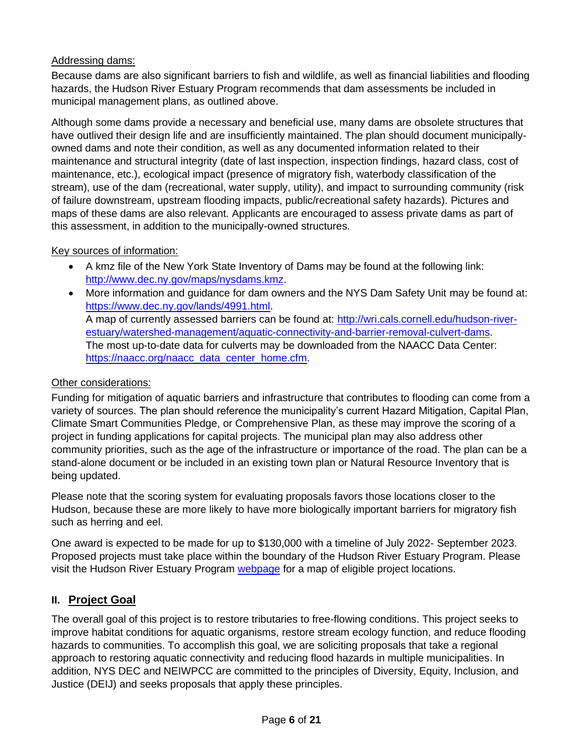Addressing dams:

Because dams are also significant barriers to fish and wildlife, as well as financial liabilities and flooding hazards, the Hudson River Estuary Program recommends that dam assessments be included in municipal management plans, as outlined above.

Although some dams provide a necessary and beneficial use, many dams are obsolete structures that have outlived their design life and are insufficiently maintained. The plan should document municipally-owned dams and note their condition, as well as any documented information related to their maintenance and structural integrity (date of last inspection, inspection findings, hazard class, cost of maintenance, etc.), ecological impact (presence of migratory fish, waterbody classification of the stream), use of the dam (recreational, water supply, utility), and impact to surrounding community (risk of failure downstream, upstream flooding impacts, public/recreational safety hazards). Pictures and maps of these dams are also relevant. Applicants are encouraged to assess private dams as part of this assessment, in addition to the municipally-owned structures.

Key sources of information:

- A kmz file of the New York State Inventory of Dams may be found at the following link: [http://www.dec.ny.gov/maps/nysdams.kmz](http://www.dec.ny.gov/maps/nysdams.kmz).
- More information and guidance for dam owners and the NYS Dam Safety Unit may be found at: [https://www.dec.ny.gov/lands/4991.html](https://www.dec.ny.gov/lands/4991.html).
  A map of currently assessed barriers can be found at: [http://wri.cals.cornell.edu/hudson-river-estuary/watershed-management/aquatic-connectivity-and-barrier-removal-culvert-dams](http://wri.cals.cornell.edu/hudson-river-estuary/watershed-management/aquatic-connectivity-and-barrier-removal-culvert-dams).
  The most up-to-date data for culverts may be downloaded from the NAACC Data Center: [https://naacc.org/naacc_data_center_home.cfm](https://naacc.org/naacc_data_center_home.cfm).

Other considerations:

Funding for mitigation of aquatic barriers and infrastructure that contributes to flooding can come from a variety of sources. The plan should reference the municipality's current Hazard Mitigation, Capital Plan, Climate Smart Communities Pledge, or Comprehensive Plan, as these may improve the scoring of a project in funding applications for capital projects. The municipal plan may also address other community priorities, such as the age of the infrastructure or importance of the road. The plan can be a stand-alone document or be included in an existing town plan or Natural Resource Inventory that is being updated.

Please note that the scoring system for evaluating proposals favors those locations closer to the Hudson, because these are more likely to have more biologically important barriers for migratory fish such as herring and eel.

One award is expected to be made for up to $130,000 with a timeline of July 2022- September 2023. Proposed projects must take place within the boundary of the Hudson River Estuary Program. Please visit the Hudson River Estuary Program webpage for a map of eligible project locations.

## II. Project Goal

The overall goal of this project is to restore tributaries to free-flowing conditions. This project seeks to improve habitat conditions for aquatic organisms, restore stream ecology function, and reduce flooding hazards to communities. To accomplish this goal, we are soliciting proposals that take a regional approach to restoring aquatic connectivity and reducing flood hazards in multiple municipalities. In addition, NYS DEC and NEIWPCC are committed to the principles of Diversity, Equity, Inclusion, and Justice (DEIJ) and seeks proposals that apply these principles.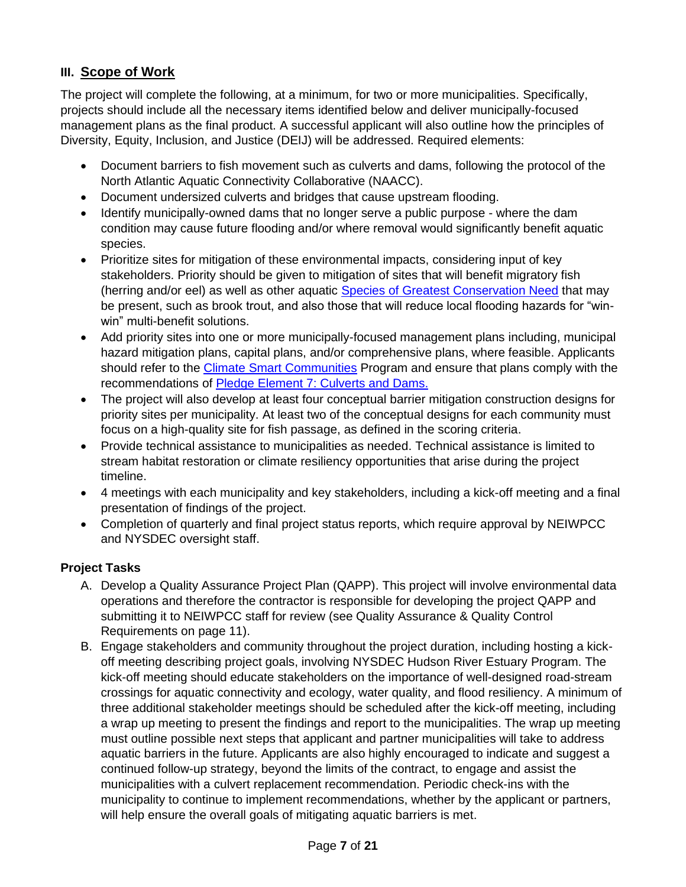## III. Scope of Work

The project will complete the following, at a minimum, for two or more municipalities. Specifically, projects should include all the necessary items identified below and deliver municipally-focused management plans as the final product. A successful applicant will also outline how the principles of Diversity, Equity, Inclusion, and Justice (DEIJ) will be addressed. Required elements:

- Document barriers to fish movement such as culverts and dams, following the protocol of the North Atlantic Aquatic Connectivity Collaborative (NAACC).
- Document undersized culverts and bridges that cause upstream flooding.
- Identify municipally-owned dams that no longer serve a public purpose - where the dam condition may cause future flooding and/or where removal would significantly benefit aquatic species.
- Prioritize sites for mitigation of these environmental impacts, considering input of key stakeholders. Priority should be given to mitigation of sites that will benefit migratory fish (herring and/or eel) as well as other aquatic Species of Greatest Conservation Need that may be present, such as brook trout, and also those that will reduce local flooding hazards for "win-win" multi-benefit solutions.
- Add priority sites into one or more municipally-focused management plans including, municipal hazard mitigation plans, capital plans, and/or comprehensive plans, where feasible. Applicants should refer to the Climate Smart Communities Program and ensure that plans comply with the recommendations of Pledge Element 7: Culverts and Dams.
- The project will also develop at least four conceptual barrier mitigation construction designs for priority sites per municipality. At least two of the conceptual designs for each community must focus on a high-quality site for fish passage, as defined in the scoring criteria.
- Provide technical assistance to municipalities as needed. Technical assistance is limited to stream habitat restoration or climate resiliency opportunities that arise during the project timeline.
- 4 meetings with each municipality and key stakeholders, including a kick-off meeting and a final presentation of findings of the project.
- Completion of quarterly and final project status reports, which require approval by NEIWPCC and NYSDEC oversight staff.

### Project Tasks

A. Develop a Quality Assurance Project Plan (QAPP). This project will involve environmental data operations and therefore the contractor is responsible for developing the project QAPP and submitting it to NEIWPCC staff for review (see Quality Assurance & Quality Control Requirements on page 11).

B. Engage stakeholders and community throughout the project duration, including hosting a kick-off meeting describing project goals, involving NYSDEC Hudson River Estuary Program. The kick-off meeting should educate stakeholders on the importance of well-designed road-stream crossings for aquatic connectivity and ecology, water quality, and flood resiliency. A minimum of three additional stakeholder meetings should be scheduled after the kick-off meeting, including a wrap up meeting to present the findings and report to the municipalities. The wrap up meeting must outline possible next steps that applicant and partner municipalities will take to address aquatic barriers in the future. Applicants are also highly encouraged to indicate and suggest a continued follow-up strategy, beyond the limits of the contract, to engage and assist the municipalities with a culvert replacement recommendation. Periodic check-ins with the municipality to continue to implement recommendations, whether by the applicant or partners, will help ensure the overall goals of mitigating aquatic barriers is met.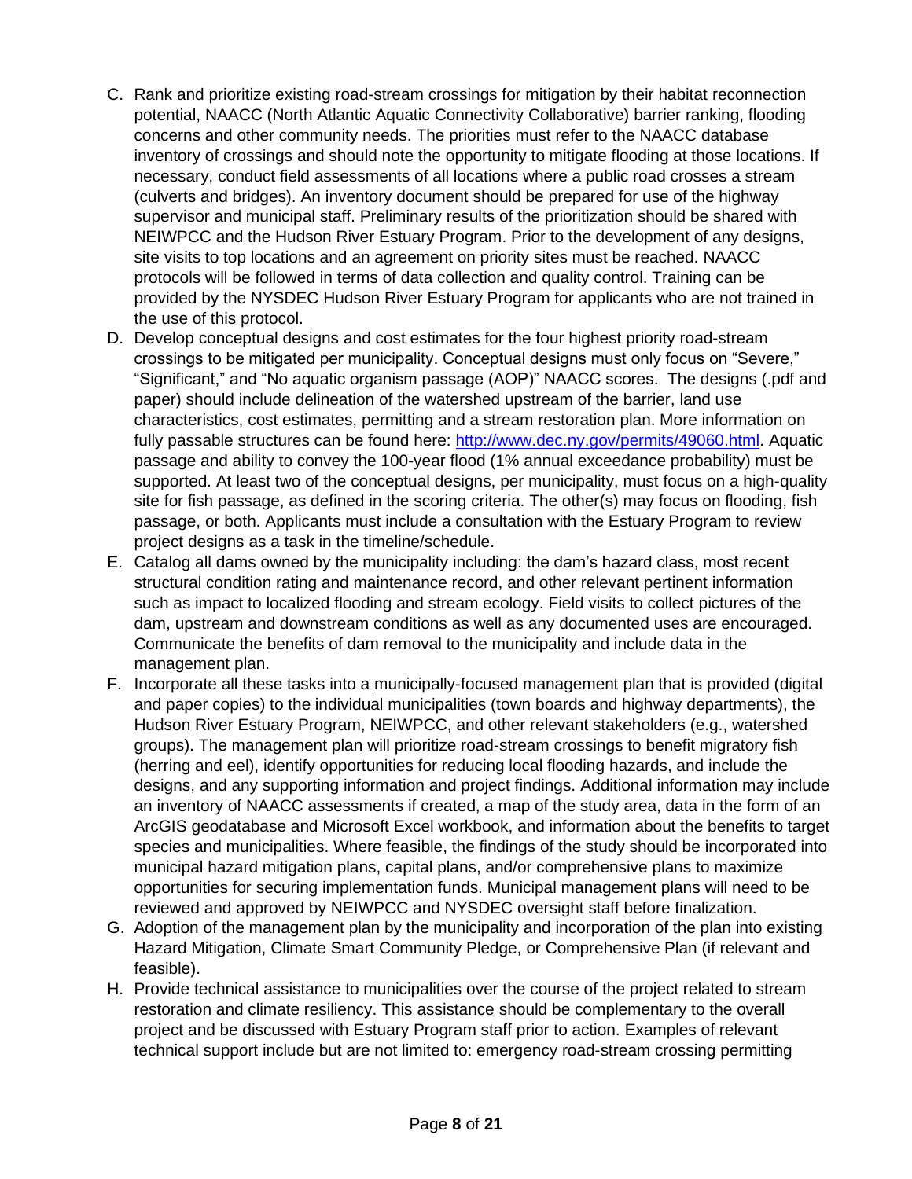C. Rank and prioritize existing road-stream crossings for mitigation by their habitat reconnection potential, NAACC (North Atlantic Aquatic Connectivity Collaborative) barrier ranking, flooding concerns and other community needs. The priorities must refer to the NAACC database inventory of crossings and should note the opportunity to mitigate flooding at those locations. If necessary, conduct field assessments of all locations where a public road crosses a stream (culverts and bridges). An inventory document should be prepared for use of the highway supervisor and municipal staff. Preliminary results of the prioritization should be shared with NEIWPCC and the Hudson River Estuary Program. Prior to the development of any designs, site visits to top locations and an agreement on priority sites must be reached. NAACC protocols will be followed in terms of data collection and quality control. Training can be provided by the NYSDEC Hudson River Estuary Program for applicants who are not trained in the use of this protocol.

D. Develop conceptual designs and cost estimates for the four highest priority road-stream crossings to be mitigated per municipality. Conceptual designs must only focus on "Severe," "Significant," and "No aquatic organism passage (AOP)" NAACC scores. The designs (.pdf and paper) should include delineation of the watershed upstream of the barrier, land use characteristics, cost estimates, permitting and a stream restoration plan. More information on fully passable structures can be found here: [http://www.dec.ny.gov/permits/49060.html](http://www.dec.ny.gov/permits/49060.html). Aquatic passage and ability to convey the 100-year flood (1% annual exceedance probability) must be supported. At least two of the conceptual designs, per municipality, must focus on a high-quality site for fish passage, as defined in the scoring criteria. The other(s) may focus on flooding, fish passage, or both. Applicants must include a consultation with the Estuary Program to review project designs as a task in the timeline/schedule.

E. Catalog all dams owned by the municipality including: the dam's hazard class, most recent structural condition rating and maintenance record, and other relevant pertinent information such as impact to localized flooding and stream ecology. Field visits to collect pictures of the dam, upstream and downstream conditions as well as any documented uses are encouraged. Communicate the benefits of dam removal to the municipality and include data in the management plan.

F. Incorporate all these tasks into a <u>municipally-focused management plan</u> that is provided (digital and paper copies) to the individual municipalities (town boards and highway departments), the Hudson River Estuary Program, NEIWPCC, and other relevant stakeholders (e.g., watershed groups). The management plan will prioritize road-stream crossings to benefit migratory fish (herring and eel), identify opportunities for reducing local flooding hazards, and include the designs, and any supporting information and project findings. Additional information may include an inventory of NAACC assessments if created, a map of the study area, data in the form of an ArcGIS geodatabase and Microsoft Excel workbook, and information about the benefits to target species and municipalities. Where feasible, the findings of the study should be incorporated into municipal hazard mitigation plans, capital plans, and/or comprehensive plans to maximize opportunities for securing implementation funds. Municipal management plans will need to be reviewed and approved by NEIWPCC and NYSDEC oversight staff before finalization.

G. Adoption of the management plan by the municipality and incorporation of the plan into existing Hazard Mitigation, Climate Smart Community Pledge, or Comprehensive Plan (if relevant and feasible).

H. Provide technical assistance to municipalities over the course of the project related to stream restoration and climate resiliency. This assistance should be complementary to the overall project and be discussed with Estuary Program staff prior to action. Examples of relevant technical support include but are not limited to: emergency road-stream crossing permitting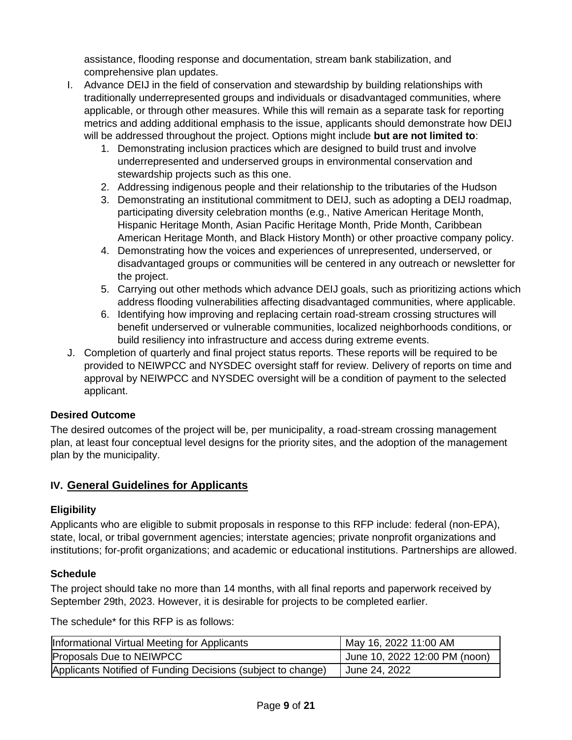assistance, flooding response and documentation, stream bank stabilization, and comprehensive plan updates.

I. Advance DEIJ in the field of conservation and stewardship by building relationships with traditionally underrepresented groups and individuals or disadvantaged communities, where applicable, or through other measures. While this will remain as a separate task for reporting metrics and adding additional emphasis to the issue, applicants should demonstrate how DEIJ will be addressed throughout the project. Options might include **but are not limited to**:
   1. Demonstrating inclusion practices which are designed to build trust and involve underrepresented and underserved groups in environmental conservation and stewardship projects such as this one.
   2. Addressing indigenous people and their relationship to the tributaries of the Hudson
   3. Demonstrating an institutional commitment to DEIJ, such as adopting a DEIJ roadmap, participating diversity celebration months (e.g., Native American Heritage Month, Hispanic Heritage Month, Asian Pacific Heritage Month, Pride Month, Caribbean American Heritage Month, and Black History Month) or other proactive company policy.
   4. Demonstrating how the voices and experiences of unrepresented, underserved, or disadvantaged groups or communities will be centered in any outreach or newsletter for the project.
   5. Carrying out other methods which advance DEIJ goals, such as prioritizing actions which address flooding vulnerabilities affecting disadvantaged communities, where applicable.
   6. Identifying how improving and replacing certain road-stream crossing structures will benefit underserved or vulnerable communities, localized neighborhoods conditions, or build resiliency into infrastructure and access during extreme events.

J. Completion of quarterly and final project status reports. These reports will be required to be provided to NEIWPCC and NYSDEC oversight staff for review. Delivery of reports on time and approval by NEIWPCC and NYSDEC oversight will be a condition of payment to the selected applicant.

### Desired Outcome

The desired outcomes of the project will be, per municipality, a road-stream crossing management plan, at least four conceptual level designs for the priority sites, and the adoption of the management plan by the municipality.

## IV. General Guidelines for Applicants

### Eligibility

Applicants who are eligible to submit proposals in response to this RFP include: federal (non-EPA), state, local, or tribal government agencies; interstate agencies; private nonprofit organizations and institutions; for-profit organizations; and academic or educational institutions. Partnerships are allowed.

### Schedule

The project should take no more than 14 months, with all final reports and paperwork received by September 29th, 2023. However, it is desirable for projects to be completed earlier.

The schedule* for this RFP is as follows:

| | |
|---|---|
| Informational Virtual Meeting for Applicants | May 16, 2022 11:00 AM |
| Proposals Due to NEIWPCC | June 10, 2022 12:00 PM (noon) |
| Applicants Notified of Funding Decisions (subject to change) | June 24, 2022 |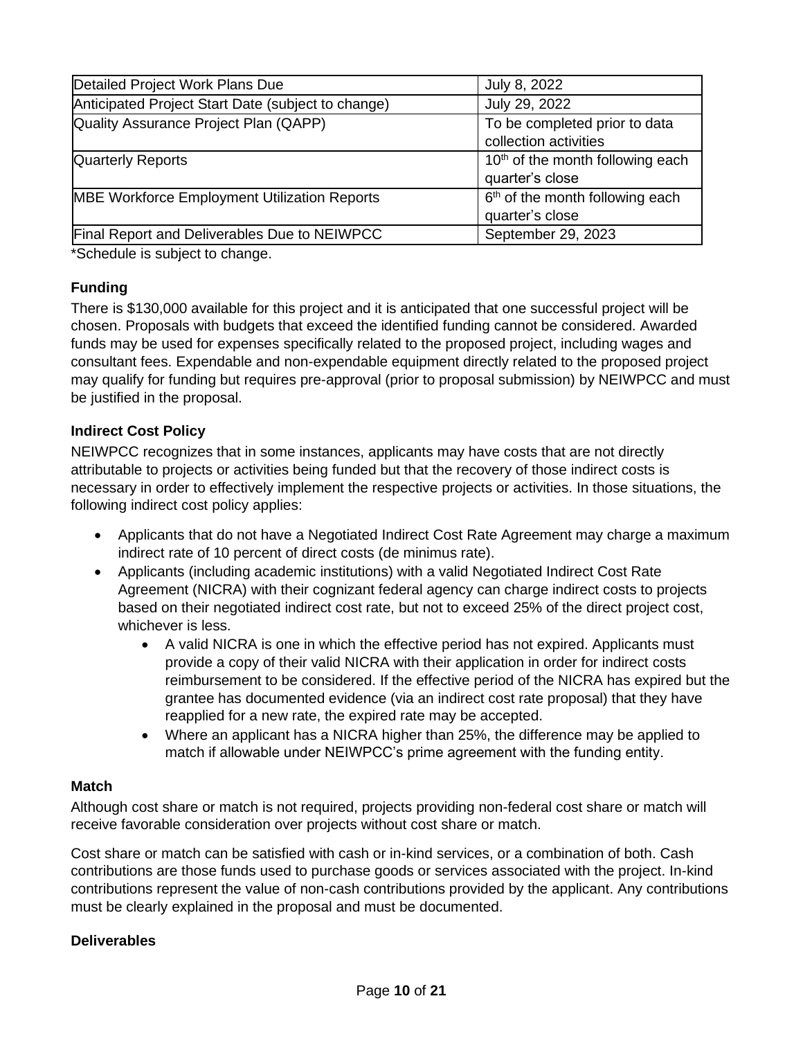| | |
|---|---|
| Detailed Project Work Plans Due | July 8, 2022 |
| Anticipated Project Start Date (subject to change) | July 29, 2022 |
| Quality Assurance Project Plan (QAPP) | To be completed prior to data collection activities |
| Quarterly Reports | 10th of the month following each quarter's close |
| MBE Workforce Employment Utilization Reports | 6th of the month following each quarter's close |
| Final Report and Deliverables Due to NEIWPCC | September 29, 2023 |

*Schedule is subject to change.

**Funding**

There is $130,000 available for this project and it is anticipated that one successful project will be chosen. Proposals with budgets that exceed the identified funding cannot be considered. Awarded funds may be used for expenses specifically related to the proposed project, including wages and consultant fees. Expendable and non-expendable equipment directly related to the proposed project may qualify for funding but requires pre-approval (prior to proposal submission) by NEIWPCC and must be justified in the proposal.

**Indirect Cost Policy**

NEIWPCC recognizes that in some instances, applicants may have costs that are not directly attributable to projects or activities being funded but that the recovery of those indirect costs is necessary in order to effectively implement the respective projects or activities. In those situations, the following indirect cost policy applies:

- Applicants that do not have a Negotiated Indirect Cost Rate Agreement may charge a maximum indirect rate of 10 percent of direct costs (de minimus rate).
- Applicants (including academic institutions) with a valid Negotiated Indirect Cost Rate Agreement (NICRA) with their cognizant federal agency can charge indirect costs to projects based on their negotiated indirect cost rate, but not to exceed 25% of the direct project cost, whichever is less.
    - A valid NICRA is one in which the effective period has not expired. Applicants must provide a copy of their valid NICRA with their application in order for indirect costs reimbursement to be considered. If the effective period of the NICRA has expired but the grantee has documented evidence (via an indirect cost rate proposal) that they have reapplied for a new rate, the expired rate may be accepted.
    - Where an applicant has a NICRA higher than 25%, the difference may be applied to match if allowable under NEIWPCC's prime agreement with the funding entity.

**Match**

Although cost share or match is not required, projects providing non-federal cost share or match will receive favorable consideration over projects without cost share or match.

Cost share or match can be satisfied with cash or in-kind services, or a combination of both. Cash contributions are those funds used to purchase goods or services associated with the project. In-kind contributions represent the value of non-cash contributions provided by the applicant. Any contributions must be clearly explained in the proposal and must be documented.

**Deliverables**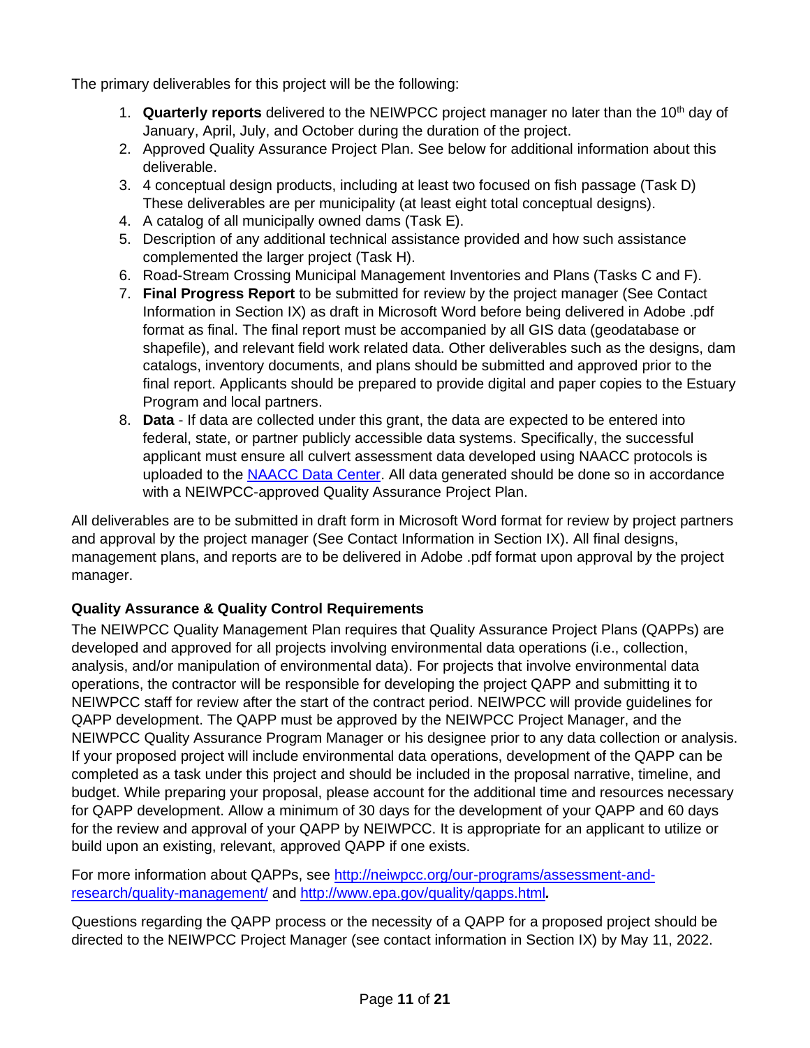The primary deliverables for this project will be the following:

1. **Quarterly reports** delivered to the NEIWPCC project manager no later than the 10th day of January, April, July, and October during the duration of the project.
2. Approved Quality Assurance Project Plan. See below for additional information about this deliverable.
3. 4 conceptual design products, including at least two focused on fish passage (Task D) These deliverables are per municipality (at least eight total conceptual designs).
4. A catalog of all municipally owned dams (Task E).
5. Description of any additional technical assistance provided and how such assistance complemented the larger project (Task H).
6. Road-Stream Crossing Municipal Management Inventories and Plans (Tasks C and F).
7. **Final Progress Report** to be submitted for review by the project manager (See Contact Information in Section IX) as draft in Microsoft Word before being delivered in Adobe .pdf format as final. The final report must be accompanied by all GIS data (geodatabase or shapefile), and relevant field work related data. Other deliverables such as the designs, dam catalogs, inventory documents, and plans should be submitted and approved prior to the final report. Applicants should be prepared to provide digital and paper copies to the Estuary Program and local partners.
8. **Data** - If data are collected under this grant, the data are expected to be entered into federal, state, or partner publicly accessible data systems. Specifically, the successful applicant must ensure all culvert assessment data developed using NAACC protocols is uploaded to the NAACC Data Center. All data generated should be done so in accordance with a NEIWPCC-approved Quality Assurance Project Plan.

All deliverables are to be submitted in draft form in Microsoft Word format for review by project partners and approval by the project manager (See Contact Information in Section IX). All final designs, management plans, and reports are to be delivered in Adobe .pdf format upon approval by the project manager.

**Quality Assurance & Quality Control Requirements**

The NEIWPCC Quality Management Plan requires that Quality Assurance Project Plans (QAPPs) are developed and approved for all projects involving environmental data operations (i.e., collection, analysis, and/or manipulation of environmental data). For projects that involve environmental data operations, the contractor will be responsible for developing the project QAPP and submitting it to NEIWPCC staff for review after the start of the contract period. NEIWPCC will provide guidelines for QAPP development. The QAPP must be approved by the NEIWPCC Project Manager, and the NEIWPCC Quality Assurance Program Manager or his designee prior to any data collection or analysis. If your proposed project will include environmental data operations, development of the QAPP can be completed as a task under this project and should be included in the proposal narrative, timeline, and budget. While preparing your proposal, please account for the additional time and resources necessary for QAPP development. Allow a minimum of 30 days for the development of your QAPP and 60 days for the review and approval of your QAPP by NEIWPCC. It is appropriate for an applicant to utilize or build upon an existing, relevant, approved QAPP if one exists.

For more information about QAPPs, see http://neiwpcc.org/our-programs/assessment-and-research/quality-management/ and http://www.epa.gov/quality/qapps.html.

Questions regarding the QAPP process or the necessity of a QAPP for a proposed project should be directed to the NEIWPCC Project Manager (see contact information in Section IX) by May 11, 2022.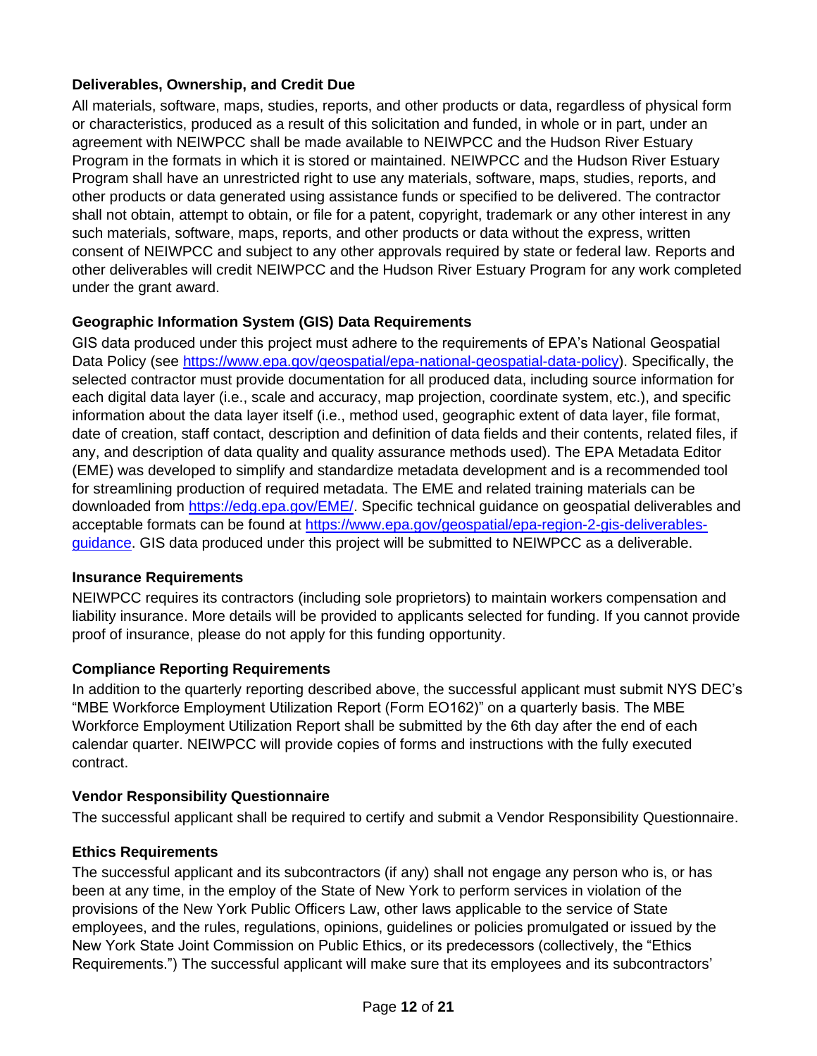**Deliverables, Ownership, and Credit Due**

All materials, software, maps, studies, reports, and other products or data, regardless of physical form or characteristics, produced as a result of this solicitation and funded, in whole or in part, under an agreement with NEIWPCC shall be made available to NEIWPCC and the Hudson River Estuary Program in the formats in which it is stored or maintained. NEIWPCC and the Hudson River Estuary Program shall have an unrestricted right to use any materials, software, maps, studies, reports, and other products or data generated using assistance funds or specified to be delivered. The contractor shall not obtain, attempt to obtain, or file for a patent, copyright, trademark or any other interest in any such materials, software, maps, reports, and other products or data without the express, written consent of NEIWPCC and subject to any other approvals required by state or federal law. Reports and other deliverables will credit NEIWPCC and the Hudson River Estuary Program for any work completed under the grant award.

**Geographic Information System (GIS) Data Requirements**

GIS data produced under this project must adhere to the requirements of EPA's National Geospatial Data Policy (see https://www.epa.gov/geospatial/epa-national-geospatial-data-policy). Specifically, the selected contractor must provide documentation for all produced data, including source information for each digital data layer (i.e., scale and accuracy, map projection, coordinate system, etc.), and specific information about the data layer itself (i.e., method used, geographic extent of data layer, file format, date of creation, staff contact, description and definition of data fields and their contents, related files, if any, and description of data quality and quality assurance methods used). The EPA Metadata Editor (EME) was developed to simplify and standardize metadata development and is a recommended tool for streamlining production of required metadata. The EME and related training materials can be downloaded from https://edg.epa.gov/EME/. Specific technical guidance on geospatial deliverables and acceptable formats can be found at https://www.epa.gov/geospatial/epa-region-2-gis-deliverables-guidance. GIS data produced under this project will be submitted to NEIWPCC as a deliverable.

**Insurance Requirements**

NEIWPCC requires its contractors (including sole proprietors) to maintain workers compensation and liability insurance. More details will be provided to applicants selected for funding. If you cannot provide proof of insurance, please do not apply for this funding opportunity.

**Compliance Reporting Requirements**

In addition to the quarterly reporting described above, the successful applicant must submit NYS DEC's "MBE Workforce Employment Utilization Report (Form EO162)" on a quarterly basis. The MBE Workforce Employment Utilization Report shall be submitted by the 6th day after the end of each calendar quarter. NEIWPCC will provide copies of forms and instructions with the fully executed contract.

**Vendor Responsibility Questionnaire**

The successful applicant shall be required to certify and submit a Vendor Responsibility Questionnaire.

**Ethics Requirements**

The successful applicant and its subcontractors (if any) shall not engage any person who is, or has been at any time, in the employ of the State of New York to perform services in violation of the provisions of the New York Public Officers Law, other laws applicable to the service of State employees, and the rules, regulations, opinions, guidelines or policies promulgated or issued by the New York State Joint Commission on Public Ethics, or its predecessors (collectively, the "Ethics Requirements.") The successful applicant will make sure that its employees and its subcontractors'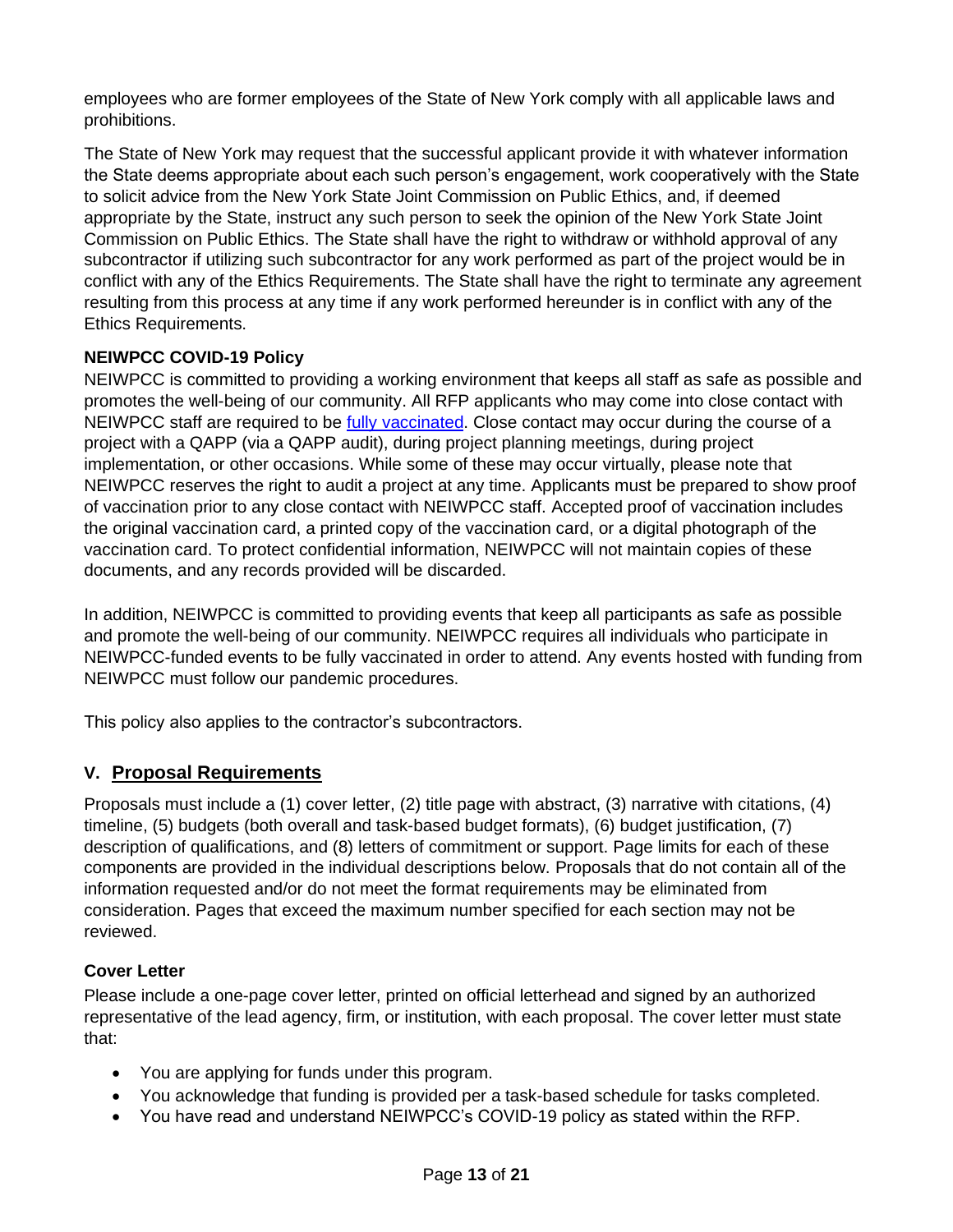employees who are former employees of the State of New York comply with all applicable laws and prohibitions.

The State of New York may request that the successful applicant provide it with whatever information the State deems appropriate about each such person's engagement, work cooperatively with the State to solicit advice from the New York State Joint Commission on Public Ethics, and, if deemed appropriate by the State, instruct any such person to seek the opinion of the New York State Joint Commission on Public Ethics. The State shall have the right to withdraw or withhold approval of any subcontractor if utilizing such subcontractor for any work performed as part of the project would be in conflict with any of the Ethics Requirements. The State shall have the right to terminate any agreement resulting from this process at any time if any work performed hereunder is in conflict with any of the Ethics Requirements.

**NEIWPCC COVID-19 Policy**

NEIWPCC is committed to providing a working environment that keeps all staff as safe as possible and promotes the well-being of our community. All RFP applicants who may come into close contact with NEIWPCC staff are required to be fully vaccinated. Close contact may occur during the course of a project with a QAPP (via a QAPP audit), during project planning meetings, during project implementation, or other occasions. While some of these may occur virtually, please note that NEIWPCC reserves the right to audit a project at any time. Applicants must be prepared to show proof of vaccination prior to any close contact with NEIWPCC staff. Accepted proof of vaccination includes the original vaccination card, a printed copy of the vaccination card, or a digital photograph of the vaccination card. To protect confidential information, NEIWPCC will not maintain copies of these documents, and any records provided will be discarded.

In addition, NEIWPCC is committed to providing events that keep all participants as safe as possible and promote the well-being of our community. NEIWPCC requires all individuals who participate in NEIWPCC-funded events to be fully vaccinated in order to attend. Any events hosted with funding from NEIWPCC must follow our pandemic procedures.

This policy also applies to the contractor's subcontractors.

## V. Proposal Requirements

Proposals must include a (1) cover letter, (2) title page with abstract, (3) narrative with citations, (4) timeline, (5) budgets (both overall and task-based budget formats), (6) budget justification, (7) description of qualifications, and (8) letters of commitment or support. Page limits for each of these components are provided in the individual descriptions below. Proposals that do not contain all of the information requested and/or do not meet the format requirements may be eliminated from consideration. Pages that exceed the maximum number specified for each section may not be reviewed.

**Cover Letter**

Please include a one-page cover letter, printed on official letterhead and signed by an authorized representative of the lead agency, firm, or institution, with each proposal. The cover letter must state that:

- You are applying for funds under this program.
- You acknowledge that funding is provided per a task-based schedule for tasks completed.
- You have read and understand NEIWPCC's COVID-19 policy as stated within the RFP.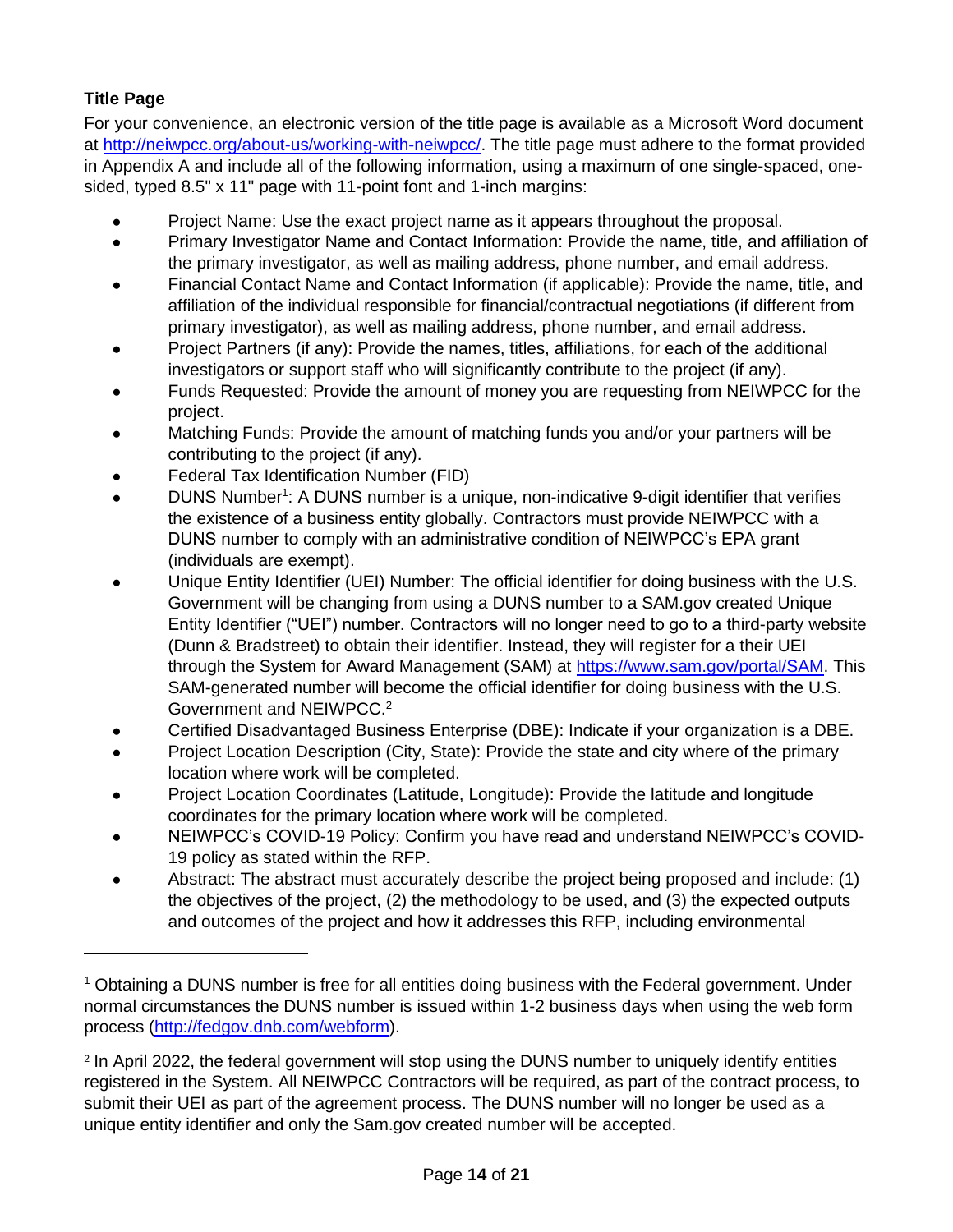**Title Page**

For your convenience, an electronic version of the title page is available as a Microsoft Word document at http://neiwpcc.org/about-us/working-with-neiwpcc/. The title page must adhere to the format provided in Appendix A and include all of the following information, using a maximum of one single-spaced, one-sided, typed 8.5" x 11" page with 11-point font and 1-inch margins:

- Project Name: Use the exact project name as it appears throughout the proposal.
- Primary Investigator Name and Contact Information: Provide the name, title, and affiliation of the primary investigator, as well as mailing address, phone number, and email address.
- Financial Contact Name and Contact Information (if applicable): Provide the name, title, and affiliation of the individual responsible for financial/contractual negotiations (if different from primary investigator), as well as mailing address, phone number, and email address.
- Project Partners (if any): Provide the names, titles, affiliations, for each of the additional investigators or support staff who will significantly contribute to the project (if any).
- Funds Requested: Provide the amount of money you are requesting from NEIWPCC for the project.
- Matching Funds: Provide the amount of matching funds you and/or your partners will be contributing to the project (if any).
- Federal Tax Identification Number (FID)
- DUNS Number[1]: A DUNS number is a unique, non-indicative 9-digit identifier that verifies the existence of a business entity globally. Contractors must provide NEIWPCC with a DUNS number to comply with an administrative condition of NEIWPCC's EPA grant (individuals are exempt).
- Unique Entity Identifier (UEI) Number: The official identifier for doing business with the U.S. Government will be changing from using a DUNS number to a SAM.gov created Unique Entity Identifier ("UEI") number. Contractors will no longer need to go to a third-party website (Dunn & Bradstreet) to obtain their identifier. Instead, they will register for a their UEI through the System for Award Management (SAM) at https://www.sam.gov/portal/SAM. This SAM-generated number will become the official identifier for doing business with the U.S. Government and NEIWPCC.[2]
- Certified Disadvantaged Business Enterprise (DBE): Indicate if your organization is a DBE.
- Project Location Description (City, State): Provide the state and city where of the primary location where work will be completed.
- Project Location Coordinates (Latitude, Longitude): Provide the latitude and longitude coordinates for the primary location where work will be completed.
- NEIWPCC's COVID-19 Policy: Confirm you have read and understand NEIWPCC's COVID-19 policy as stated within the RFP.
- Abstract: The abstract must accurately describe the project being proposed and include: (1) the objectives of the project, (2) the methodology to be used, and (3) the expected outputs and outcomes of the project and how it addresses this RFP, including environmental

---

[1] Obtaining a DUNS number is free for all entities doing business with the Federal government. Under normal circumstances the DUNS number is issued within 1-2 business days when using the web form process (http://fedgov.dnb.com/webform).

[2] In April 2022, the federal government will stop using the DUNS number to uniquely identify entities registered in the System. All NEIWPCC Contractors will be required, as part of the contract process, to submit their UEI as part of the agreement process. The DUNS number will no longer be used as a unique entity identifier and only the Sam.gov created number will be accepted.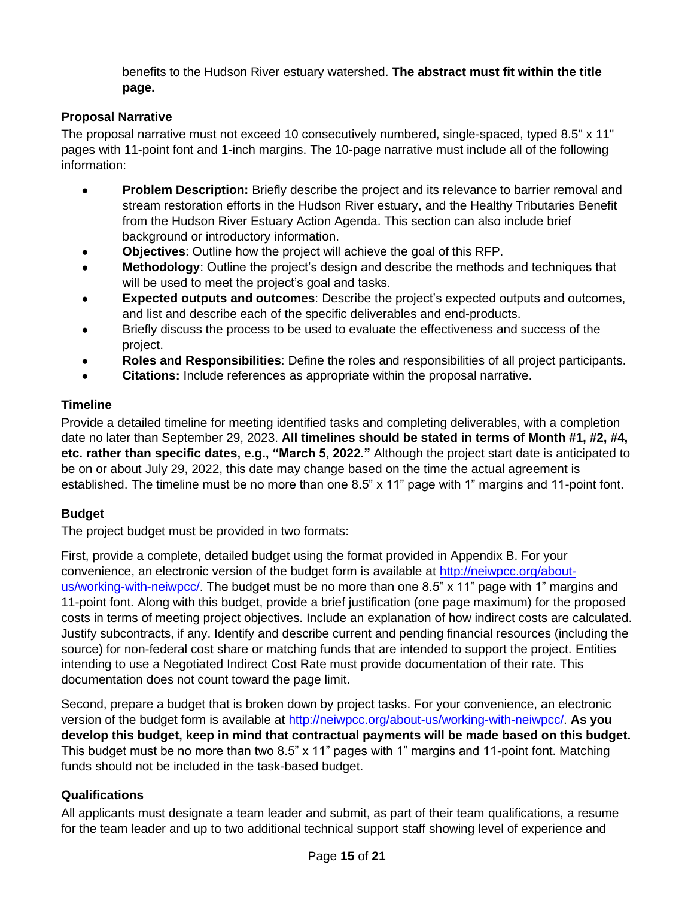benefits to the Hudson River estuary watershed. **The abstract must fit within the title page.**

### Proposal Narrative

The proposal narrative must not exceed 10 consecutively numbered, single-spaced, typed 8.5" x 11" pages with 11-point font and 1-inch margins. The 10-page narrative must include all of the following information:

- **Problem Description:** Briefly describe the project and its relevance to barrier removal and stream restoration efforts in the Hudson River estuary, and the Healthy Tributaries Benefit from the Hudson River Estuary Action Agenda. This section can also include brief background or introductory information.
- **Objectives**: Outline how the project will achieve the goal of this RFP.
- **Methodology**: Outline the project's design and describe the methods and techniques that will be used to meet the project's goal and tasks.
- **Expected outputs and outcomes**: Describe the project's expected outputs and outcomes, and list and describe each of the specific deliverables and end-products.
- Briefly discuss the process to be used to evaluate the effectiveness and success of the project.
- **Roles and Responsibilities**: Define the roles and responsibilities of all project participants.
- **Citations:** Include references as appropriate within the proposal narrative.

### Timeline

Provide a detailed timeline for meeting identified tasks and completing deliverables, with a completion date no later than September 29, 2023. **All timelines should be stated in terms of Month #1, #2, #4, etc. rather than specific dates, e.g., "March 5, 2022."** Although the project start date is anticipated to be on or about July 29, 2022, this date may change based on the time the actual agreement is established. The timeline must be no more than one 8.5" x 11" page with 1" margins and 11-point font.

### Budget

The project budget must be provided in two formats:

First, provide a complete, detailed budget using the format provided in Appendix B. For your convenience, an electronic version of the budget form is available at http://neiwpcc.org/about-us/working-with-neiwpcc/. The budget must be no more than one 8.5" x 11" page with 1" margins and 11-point font. Along with this budget, provide a brief justification (one page maximum) for the proposed costs in terms of meeting project objectives. Include an explanation of how indirect costs are calculated. Justify subcontracts, if any. Identify and describe current and pending financial resources (including the source) for non-federal cost share or matching funds that are intended to support the project. Entities intending to use a Negotiated Indirect Cost Rate must provide documentation of their rate. This documentation does not count toward the page limit.

Second, prepare a budget that is broken down by project tasks. For your convenience, an electronic version of the budget form is available at http://neiwpcc.org/about-us/working-with-neiwpcc/. **As you develop this budget, keep in mind that contractual payments will be made based on this budget.** This budget must be no more than two 8.5" x 11" pages with 1" margins and 11-point font. Matching funds should not be included in the task-based budget.

### Qualifications

All applicants must designate a team leader and submit, as part of their team qualifications, a resume for the team leader and up to two additional technical support staff showing level of experience and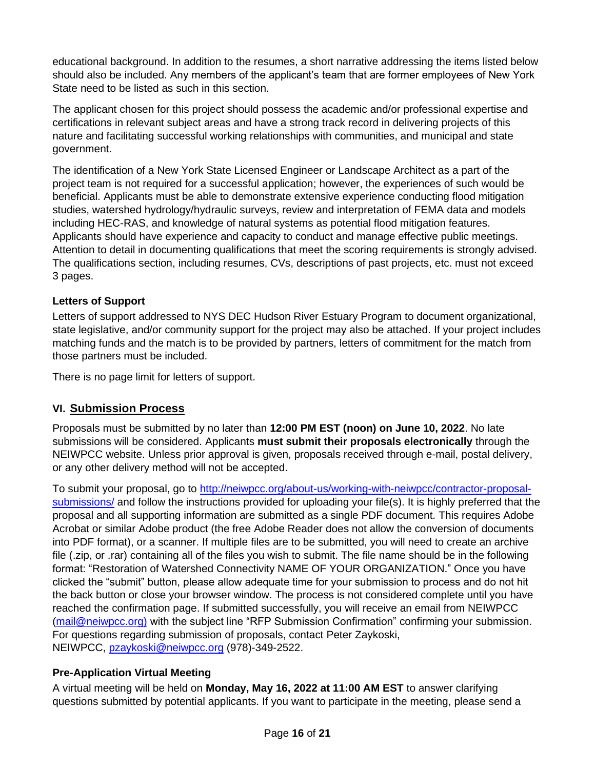educational background. In addition to the resumes, a short narrative addressing the items listed below should also be included. Any members of the applicant's team that are former employees of New York State need to be listed as such in this section.

The applicant chosen for this project should possess the academic and/or professional expertise and certifications in relevant subject areas and have a strong track record in delivering projects of this nature and facilitating successful working relationships with communities, and municipal and state government.

The identification of a New York State Licensed Engineer or Landscape Architect as a part of the project team is not required for a successful application; however, the experiences of such would be beneficial. Applicants must be able to demonstrate extensive experience conducting flood mitigation studies, watershed hydrology/hydraulic surveys, review and interpretation of FEMA data and models including HEC-RAS, and knowledge of natural systems as potential flood mitigation features. Applicants should have experience and capacity to conduct and manage effective public meetings. Attention to detail in documenting qualifications that meet the scoring requirements is strongly advised. The qualifications section, including resumes, CVs, descriptions of past projects, etc. must not exceed 3 pages.

**Letters of Support**

Letters of support addressed to NYS DEC Hudson River Estuary Program to document organizational, state legislative, and/or community support for the project may also be attached. If your project includes matching funds and the match is to be provided by partners, letters of commitment for the match from those partners must be included.

There is no page limit for letters of support.

## VI. Submission Process

Proposals must be submitted by no later than **12:00 PM EST (noon) on June 10, 2022**. No late submissions will be considered. Applicants **must submit their proposals electronically** through the NEIWPCC website. Unless prior approval is given, proposals received through e-mail, postal delivery, or any other delivery method will not be accepted.

To submit your proposal, go to [http://neiwpcc.org/about-us/working-with-neiwpcc/contractor-proposal-submissions/](http://neiwpcc.org/about-us/working-with-neiwpcc/contractor-proposal-submissions/) and follow the instructions provided for uploading your file(s). It is highly preferred that the proposal and all supporting information are submitted as a single PDF document. This requires Adobe Acrobat or similar Adobe product (the free Adobe Reader does not allow the conversion of documents into PDF format), or a scanner. If multiple files are to be submitted, you will need to create an archive file (.zip, or .rar) containing all of the files you wish to submit. The file name should be in the following format: "Restoration of Watershed Connectivity NAME OF YOUR ORGANIZATION." Once you have clicked the "submit" button, please allow adequate time for your submission to process and do not hit the back button or close your browser window. The process is not considered complete until you have reached the confirmation page. If submitted successfully, you will receive an email from NEIWPCC (mail@neiwpcc.org) with the subject line "RFP Submission Confirmation" confirming your submission. For questions regarding submission of proposals, contact Peter Zaykoski, NEIWPCC, pzaykoski@neiwpcc.org (978)-349-2522.

**Pre-Application Virtual Meeting**

A virtual meeting will be held on **Monday, May 16, 2022 at 11:00 AM EST** to answer clarifying questions submitted by potential applicants. If you want to participate in the meeting, please send a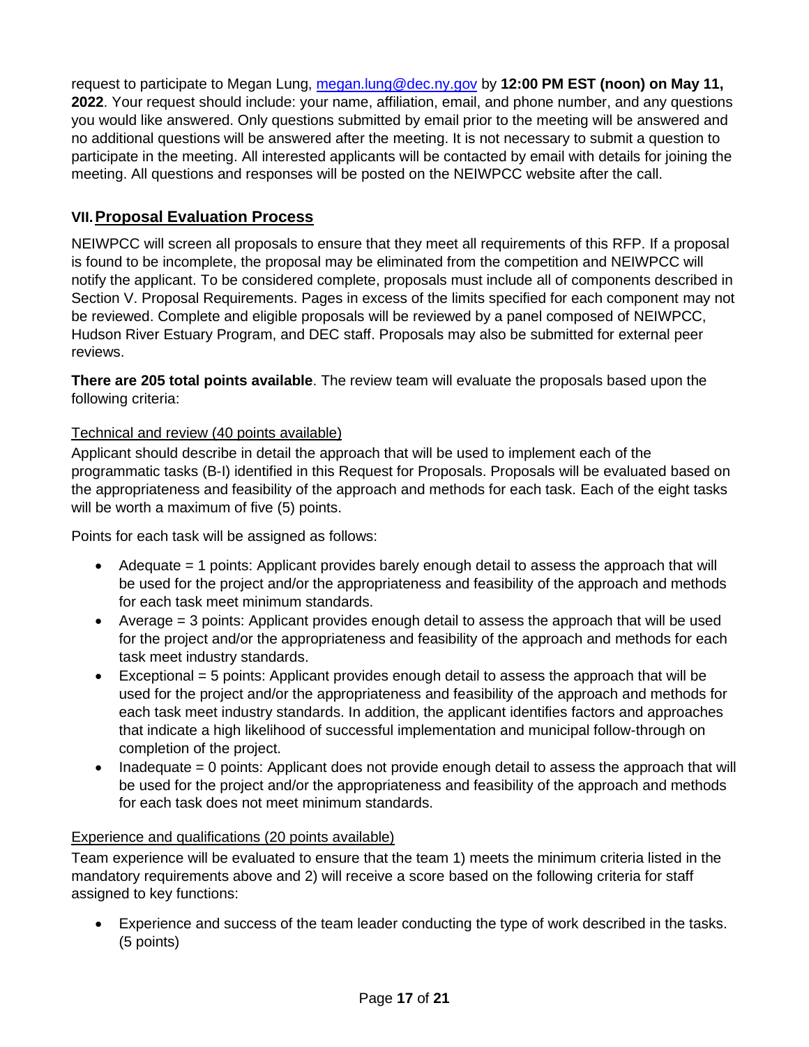request to participate to Megan Lung, [megan.lung@dec.ny.gov](mailto:megan.lung@dec.ny.gov) by **12:00 PM EST (noon) on May 11, 2022**. Your request should include: your name, affiliation, email, and phone number, and any questions you would like answered. Only questions submitted by email prior to the meeting will be answered and no additional questions will be answered after the meeting. It is not necessary to submit a question to participate in the meeting. All interested applicants will be contacted by email with details for joining the meeting. All questions and responses will be posted on the NEIWPCC website after the call.

## VII. Proposal Evaluation Process

NEIWPCC will screen all proposals to ensure that they meet all requirements of this RFP. If a proposal is found to be incomplete, the proposal may be eliminated from the competition and NEIWPCC will notify the applicant. To be considered complete, proposals must include all of components described in Section V. Proposal Requirements. Pages in excess of the limits specified for each component may not be reviewed. Complete and eligible proposals will be reviewed by a panel composed of NEIWPCC, Hudson River Estuary Program, and DEC staff. Proposals may also be submitted for external peer reviews.

**There are 205 total points available**. The review team will evaluate the proposals based upon the following criteria:

Technical and review (40 points available)

Applicant should describe in detail the approach that will be used to implement each of the programmatic tasks (B-I) identified in this Request for Proposals. Proposals will be evaluated based on the appropriateness and feasibility of the approach and methods for each task. Each of the eight tasks will be worth a maximum of five (5) points.

Points for each task will be assigned as follows:

- Adequate = 1 points: Applicant provides barely enough detail to assess the approach that will be used for the project and/or the appropriateness and feasibility of the approach and methods for each task meet minimum standards.
- Average = 3 points: Applicant provides enough detail to assess the approach that will be used for the project and/or the appropriateness and feasibility of the approach and methods for each task meet industry standards.
- Exceptional = 5 points: Applicant provides enough detail to assess the approach that will be used for the project and/or the appropriateness and feasibility of the approach and methods for each task meet industry standards. In addition, the applicant identifies factors and approaches that indicate a high likelihood of successful implementation and municipal follow-through on completion of the project.
- Inadequate = 0 points: Applicant does not provide enough detail to assess the approach that will be used for the project and/or the appropriateness and feasibility of the approach and methods for each task does not meet minimum standards.

Experience and qualifications (20 points available)

Team experience will be evaluated to ensure that the team 1) meets the minimum criteria listed in the mandatory requirements above and 2) will receive a score based on the following criteria for staff assigned to key functions:

- Experience and success of the team leader conducting the type of work described in the tasks. (5 points)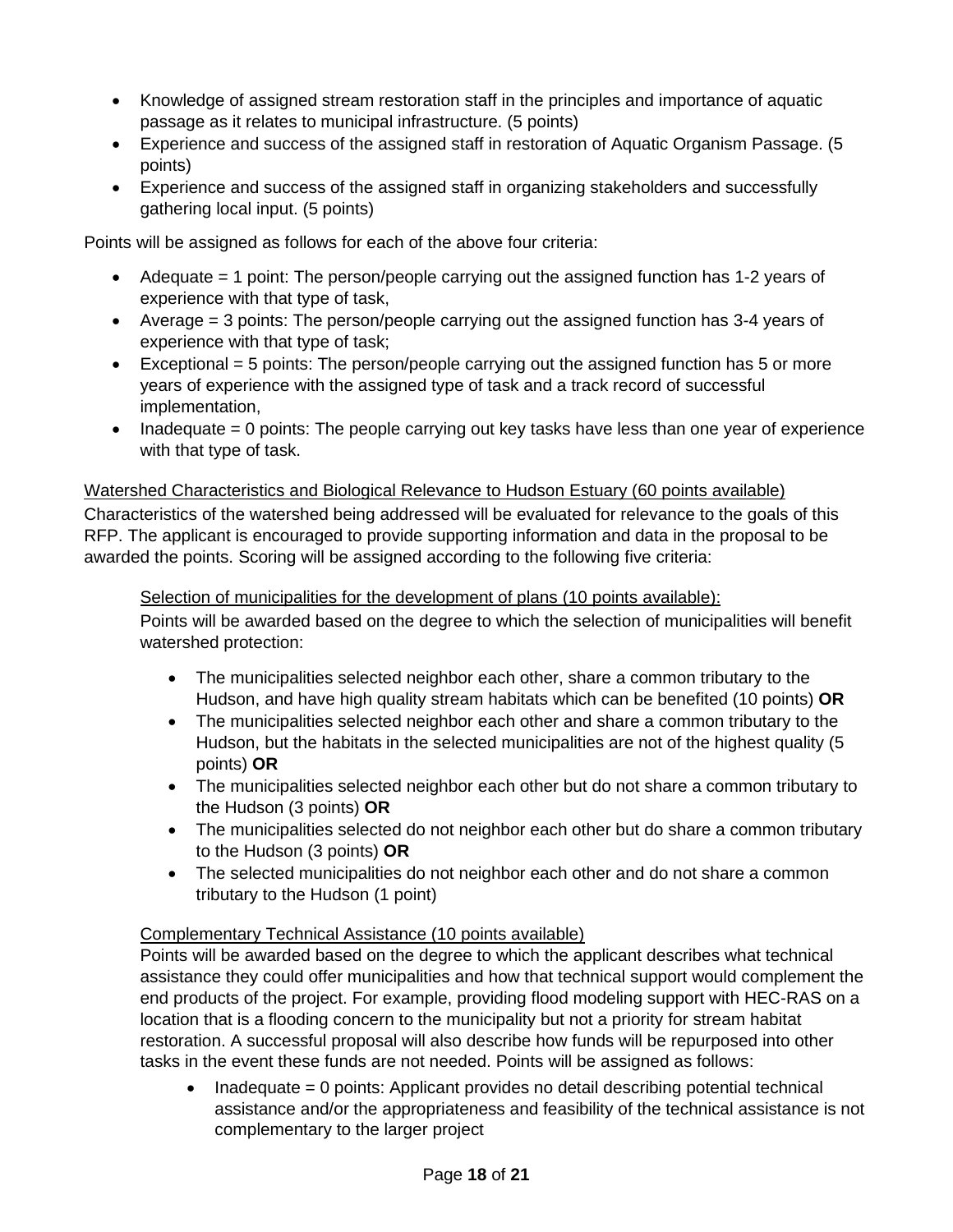- Knowledge of assigned stream restoration staff in the principles and importance of aquatic passage as it relates to municipal infrastructure. (5 points)
- Experience and success of the assigned staff in restoration of Aquatic Organism Passage. (5 points)
- Experience and success of the assigned staff in organizing stakeholders and successfully gathering local input. (5 points)

Points will be assigned as follows for each of the above four criteria:

- Adequate = 1 point: The person/people carrying out the assigned function has 1-2 years of experience with that type of task,
- Average = 3 points: The person/people carrying out the assigned function has 3-4 years of experience with that type of task;
- Exceptional = 5 points: The person/people carrying out the assigned function has 5 or more years of experience with the assigned type of task and a track record of successful implementation,
- Inadequate = 0 points: The people carrying out key tasks have less than one year of experience with that type of task.

<u>Watershed Characteristics and Biological Relevance to Hudson Estuary (60 points available)</u>

Characteristics of the watershed being addressed will be evaluated for relevance to the goals of this RFP. The applicant is encouraged to provide supporting information and data in the proposal to be awarded the points. Scoring will be assigned according to the following five criteria:

<u>Selection of municipalities for the development of plans (10 points available):</u>

Points will be awarded based on the degree to which the selection of municipalities will benefit watershed protection:

- The municipalities selected neighbor each other, share a common tributary to the Hudson, and have high quality stream habitats which can be benefited (10 points) **OR**
- The municipalities selected neighbor each other and share a common tributary to the Hudson, but the habitats in the selected municipalities are not of the highest quality (5 points) **OR**
- The municipalities selected neighbor each other but do not share a common tributary to the Hudson (3 points) **OR**
- The municipalities selected do not neighbor each other but do share a common tributary to the Hudson (3 points) **OR**
- The selected municipalities do not neighbor each other and do not share a common tributary to the Hudson (1 point)

<u>Complementary Technical Assistance (10 points available)</u>

Points will be awarded based on the degree to which the applicant describes what technical assistance they could offer municipalities and how that technical support would complement the end products of the project. For example, providing flood modeling support with HEC-RAS on a location that is a flooding concern to the municipality but not a priority for stream habitat restoration. A successful proposal will also describe how funds will be repurposed into other tasks in the event these funds are not needed. Points will be assigned as follows:

- Inadequate = 0 points: Applicant provides no detail describing potential technical assistance and/or the appropriateness and feasibility of the technical assistance is not complementary to the larger project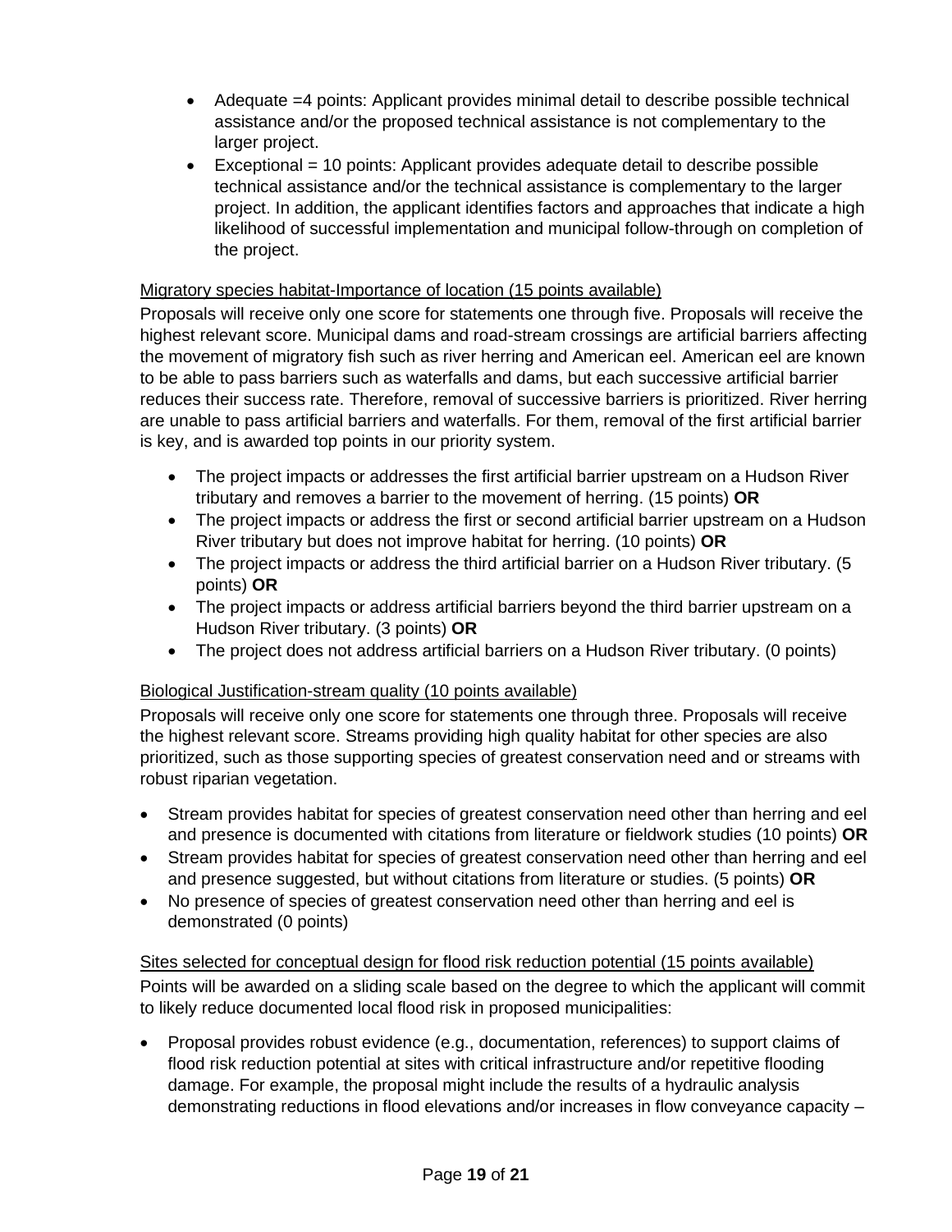- Adequate =4 points: Applicant provides minimal detail to describe possible technical assistance and/or the proposed technical assistance is not complementary to the larger project.
- Exceptional = 10 points: Applicant provides adequate detail to describe possible technical assistance and/or the technical assistance is complementary to the larger project. In addition, the applicant identifies factors and approaches that indicate a high likelihood of successful implementation and municipal follow-through on completion of the project.

<u>Migratory species habitat-Importance of location (15 points available)</u>

Proposals will receive only one score for statements one through five. Proposals will receive the highest relevant score. Municipal dams and road-stream crossings are artificial barriers affecting the movement of migratory fish such as river herring and American eel. American eel are known to be able to pass barriers such as waterfalls and dams, but each successive artificial barrier reduces their success rate. Therefore, removal of successive barriers is prioritized. River herring are unable to pass artificial barriers and waterfalls. For them, removal of the first artificial barrier is key, and is awarded top points in our priority system.

- The project impacts or addresses the first artificial barrier upstream on a Hudson River tributary and removes a barrier to the movement of herring. (15 points) **OR**
- The project impacts or address the first or second artificial barrier upstream on a Hudson River tributary but does not improve habitat for herring. (10 points) **OR**
- The project impacts or address the third artificial barrier on a Hudson River tributary. (5 points) **OR**
- The project impacts or address artificial barriers beyond the third barrier upstream on a Hudson River tributary. (3 points) **OR**
- The project does not address artificial barriers on a Hudson River tributary. (0 points)

<u>Biological Justification-stream quality (10 points available)</u>

Proposals will receive only one score for statements one through three. Proposals will receive the highest relevant score. Streams providing high quality habitat for other species are also prioritized, such as those supporting species of greatest conservation need and or streams with robust riparian vegetation.

- Stream provides habitat for species of greatest conservation need other than herring and eel and presence is documented with citations from literature or fieldwork studies (10 points) **OR**
- Stream provides habitat for species of greatest conservation need other than herring and eel and presence suggested, but without citations from literature or studies. (5 points) **OR**
- No presence of species of greatest conservation need other than herring and eel is demonstrated (0 points)

<u>Sites selected for conceptual design for flood risk reduction potential (15 points available)</u>

Points will be awarded on a sliding scale based on the degree to which the applicant will commit to likely reduce documented local flood risk in proposed municipalities:

- Proposal provides robust evidence (e.g., documentation, references) to support claims of flood risk reduction potential at sites with critical infrastructure and/or repetitive flooding damage. For example, the proposal might include the results of a hydraulic analysis demonstrating reductions in flood elevations and/or increases in flow conveyance capacity –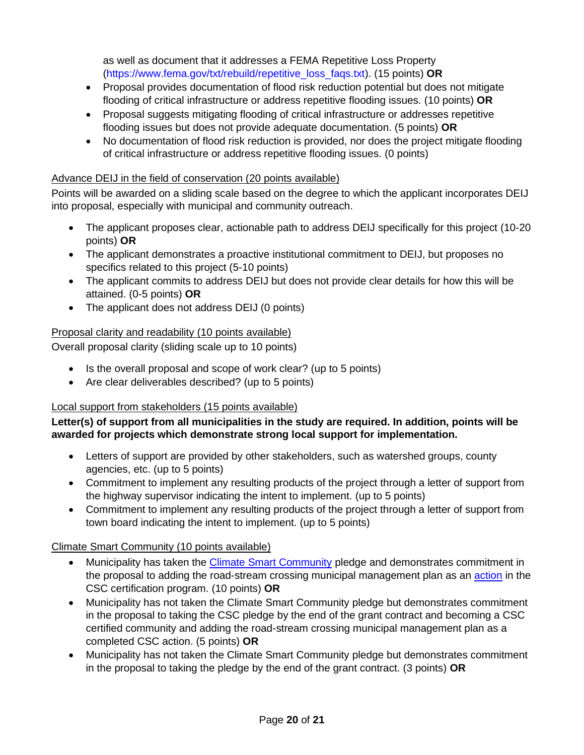as well as document that it addresses a FEMA Repetitive Loss Property (https://www.fema.gov/txt/rebuild/repetitive_loss_faqs.txt). (15 points) **OR**

- Proposal provides documentation of flood risk reduction potential but does not mitigate flooding of critical infrastructure or address repetitive flooding issues. (10 points) **OR**
- Proposal suggests mitigating flooding of critical infrastructure or addresses repetitive flooding issues but does not provide adequate documentation. (5 points) **OR**
- No documentation of flood risk reduction is provided, nor does the project mitigate flooding of critical infrastructure or address repetitive flooding issues. (0 points)

<u>Advance DEIJ in the field of conservation (20 points available)</u>

Points will be awarded on a sliding scale based on the degree to which the applicant incorporates DEIJ into proposal, especially with municipal and community outreach.

- The applicant proposes clear, actionable path to address DEIJ specifically for this project (10-20 points) **OR**
- The applicant demonstrates a proactive institutional commitment to DEIJ, but proposes no specifics related to this project (5-10 points)
- The applicant commits to address DEIJ but does not provide clear details for how this will be attained. (0-5 points) **OR**
- The applicant does not address DEIJ (0 points)

<u>Proposal clarity and readability (10 points available)</u>

Overall proposal clarity (sliding scale up to 10 points)

- Is the overall proposal and scope of work clear? (up to 5 points)
- Are clear deliverables described? (up to 5 points)

<u>Local support from stakeholders (15 points available)</u>

**Letter(s) of support from all municipalities in the study are required. In addition, points will be awarded for projects which demonstrate strong local support for implementation.**

- Letters of support are provided by other stakeholders, such as watershed groups, county agencies, etc. (up to 5 points)
- Commitment to implement any resulting products of the project through a letter of support from the highway supervisor indicating the intent to implement. (up to 5 points)
- Commitment to implement any resulting products of the project through a letter of support from town board indicating the intent to implement. (up to 5 points)

<u>Climate Smart Community (10 points available)</u>

- Municipality has taken the Climate Smart Community pledge and demonstrates commitment in the proposal to adding the road-stream crossing municipal management plan as an action in the CSC certification program. (10 points) **OR**
- Municipality has not taken the Climate Smart Community pledge but demonstrates commitment in the proposal to taking the CSC pledge by the end of the grant contract and becoming a CSC certified community and adding the road-stream crossing municipal management plan as a completed CSC action. (5 points) **OR**
- Municipality has not taken the Climate Smart Community pledge but demonstrates commitment in the proposal to taking the pledge by the end of the grant contract. (3 points) **OR**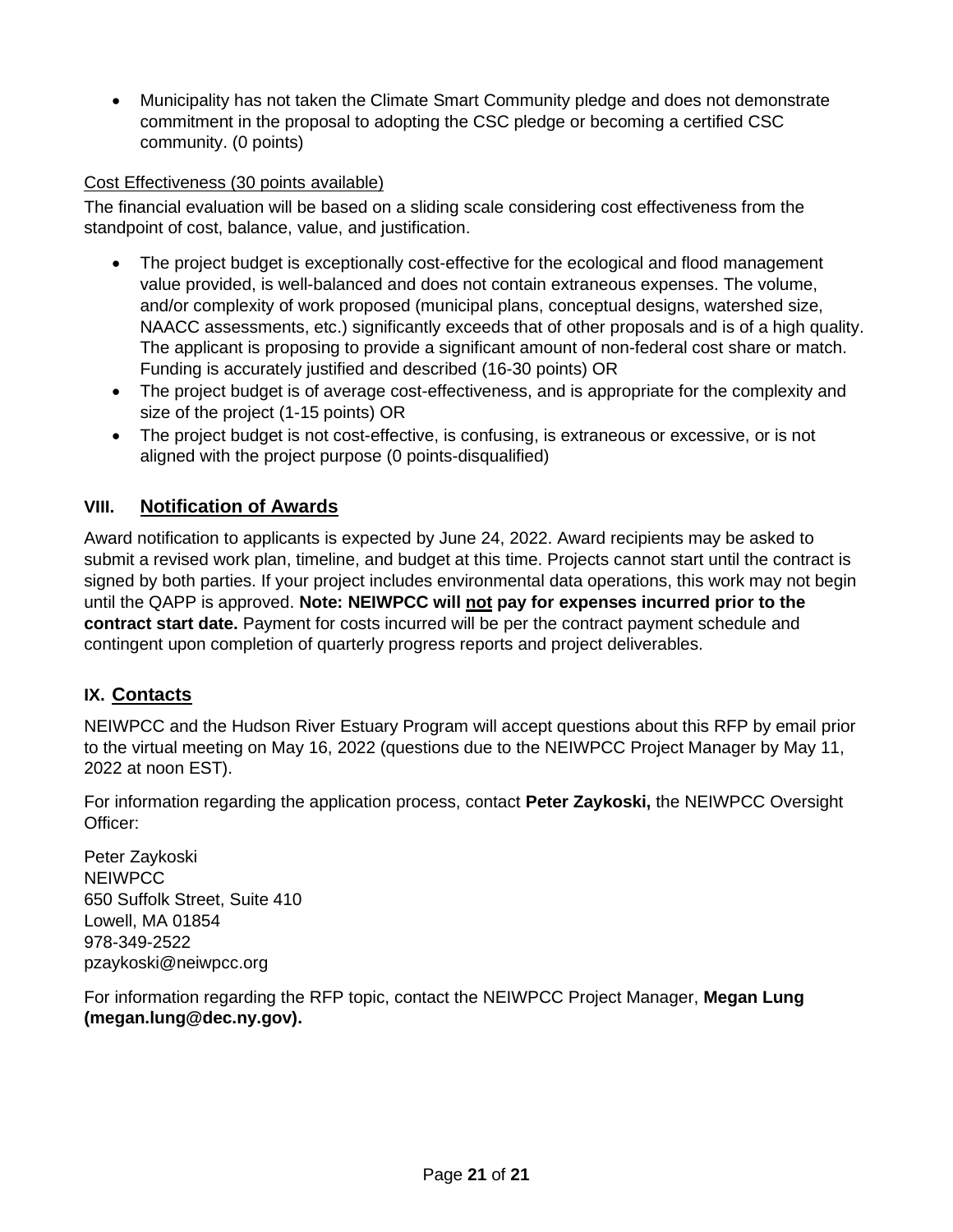- Municipality has not taken the Climate Smart Community pledge and does not demonstrate commitment in the proposal to adopting the CSC pledge or becoming a certified CSC community. (0 points)

Cost Effectiveness (30 points available)

The financial evaluation will be based on a sliding scale considering cost effectiveness from the standpoint of cost, balance, value, and justification.

- The project budget is exceptionally cost-effective for the ecological and flood management value provided, is well-balanced and does not contain extraneous expenses. The volume, and/or complexity of work proposed (municipal plans, conceptual designs, watershed size, NAACC assessments, etc.) significantly exceeds that of other proposals and is of a high quality. The applicant is proposing to provide a significant amount of non-federal cost share or match. Funding is accurately justified and described (16-30 points) OR
- The project budget is of average cost-effectiveness, and is appropriate for the complexity and size of the project (1-15 points) OR
- The project budget is not cost-effective, is confusing, is extraneous or excessive, or is not aligned with the project purpose (0 points-disqualified)

## VIII. Notification of Awards

Award notification to applicants is expected by June 24, 2022. Award recipients may be asked to submit a revised work plan, timeline, and budget at this time. Projects cannot start until the contract is signed by both parties. If your project includes environmental data operations, this work may not begin until the QAPP is approved. **Note: NEIWPCC will not pay for expenses incurred prior to the contract start date.** Payment for costs incurred will be per the contract payment schedule and contingent upon completion of quarterly progress reports and project deliverables.

## IX. Contacts

NEIWPCC and the Hudson River Estuary Program will accept questions about this RFP by email prior to the virtual meeting on May 16, 2022 (questions due to the NEIWPCC Project Manager by May 11, 2022 at noon EST).

For information regarding the application process, contact **Peter Zaykoski,** the NEIWPCC Oversight Officer:

Peter Zaykoski
NEIWPCC
650 Suffolk Street, Suite 410
Lowell, MA 01854
978-349-2522
pzaykoski@neiwpcc.org

For information regarding the RFP topic, contact the NEIWPCC Project Manager, **Megan Lung (megan.lung@dec.ny.gov).**